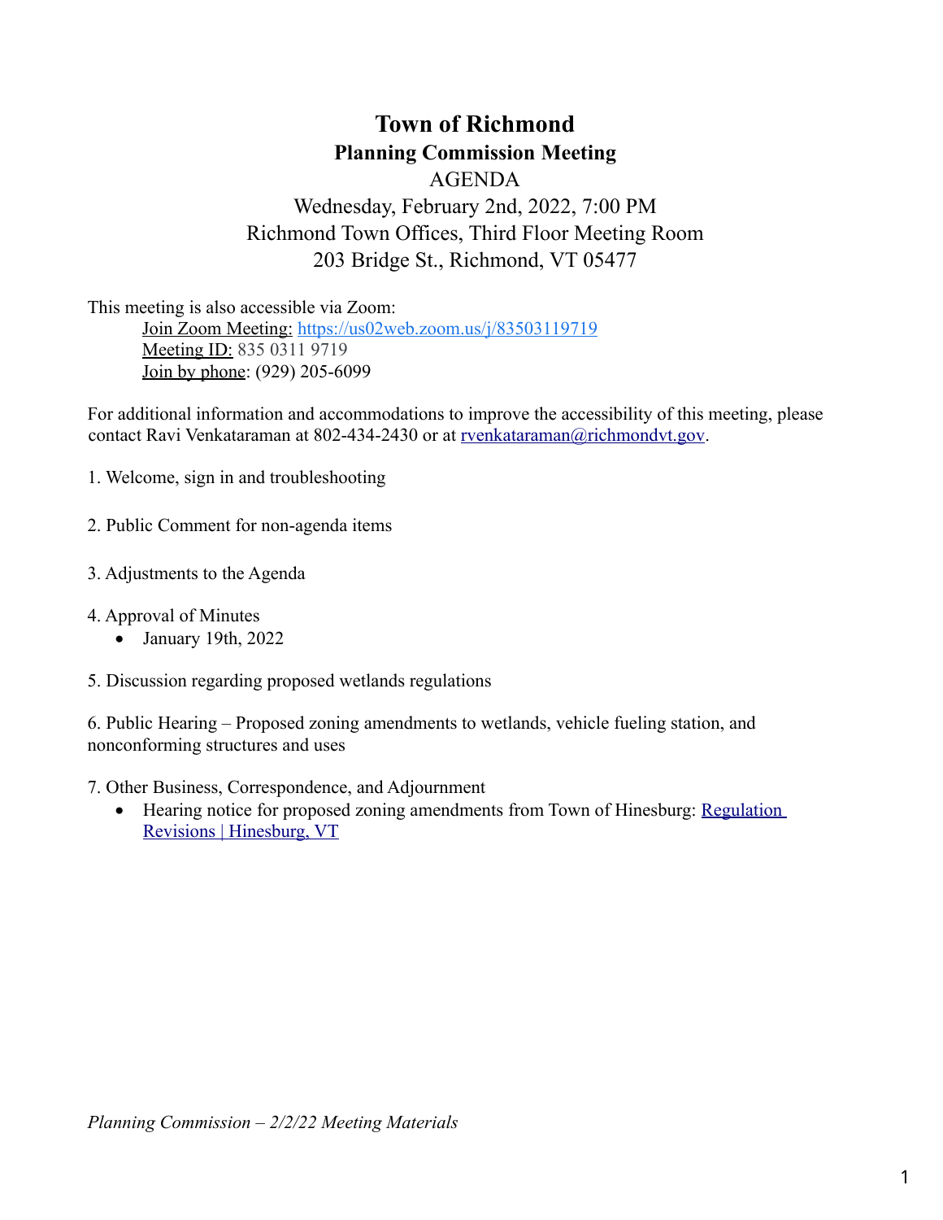# Town of Richmond

## Planning Commission Meeting

AGENDA

Wednesday, February 2nd, 2022, 7:00 PM

Richmond Town Offices, Third Floor Meeting Room

203 Bridge St., Richmond, VT 05477

This meeting is also accessible via Zoom:

Join Zoom Meeting: https://us02web.zoom.us/j/83503119719
Meeting ID: 835 0311 9719
Join by phone: (929) 205-6099

For additional information and accommodations to improve the accessibility of this meeting, please contact Ravi Venkataraman at 802-434-2430 or at rvenkataraman@richmondvt.gov.

1. Welcome, sign in and troubleshooting

2. Public Comment for non-agenda items

3. Adjustments to the Agenda

4. Approval of Minutes
   - January 19th, 2022

5. Discussion regarding proposed wetlands regulations

6. Public Hearing – Proposed zoning amendments to wetlands, vehicle fueling station, and nonconforming structures and uses

7. Other Business, Correspondence, and Adjournment
   - Hearing notice for proposed zoning amendments from Town of Hinesburg: Regulation Revisions | Hinesburg, VT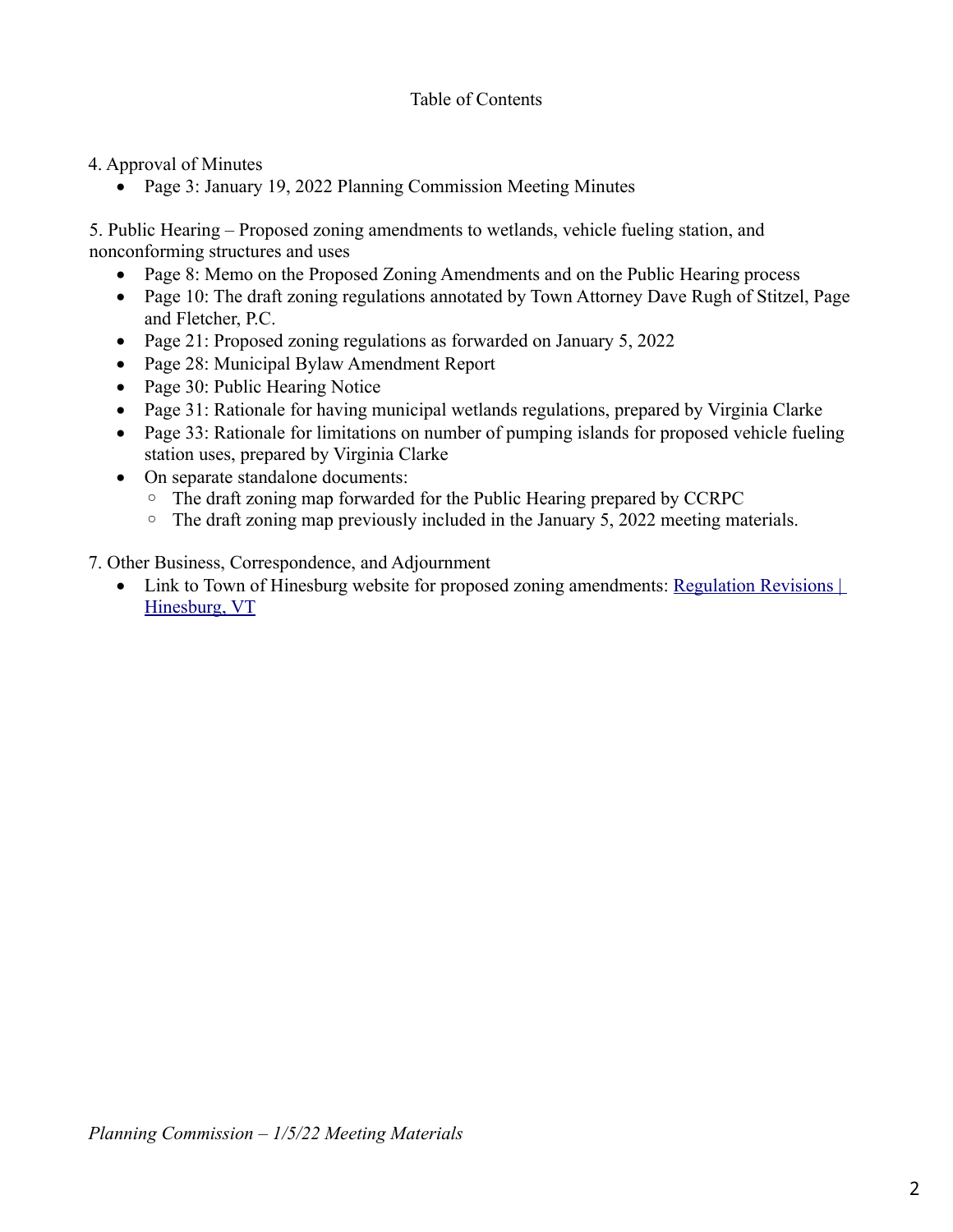# Table of Contents

4. Approval of Minutes
    - Page 3: January 19, 2022 Planning Commission Meeting Minutes

5. Public Hearing – Proposed zoning amendments to wetlands, vehicle fueling station, and nonconforming structures and uses
    - Page 8: Memo on the Proposed Zoning Amendments and on the Public Hearing process
    - Page 10: The draft zoning regulations annotated by Town Attorney Dave Rugh of Stitzel, Page and Fletcher, P.C.
    - Page 21: Proposed zoning regulations as forwarded on January 5, 2022
    - Page 28: Municipal Bylaw Amendment Report
    - Page 30: Public Hearing Notice
    - Page 31: Rationale for having municipal wetlands regulations, prepared by Virginia Clarke
    - Page 33: Rationale for limitations on number of pumping islands for proposed vehicle fueling station uses, prepared by Virginia Clarke
    - On separate standalone documents:
        - The draft zoning map forwarded for the Public Hearing prepared by CCRPC
        - The draft zoning map previously included in the January 5, 2022 meeting materials.

7. Other Business, Correspondence, and Adjournment
    - Link to Town of Hinesburg website for proposed zoning amendments: [Regulation Revisions | Hinesburg, VT]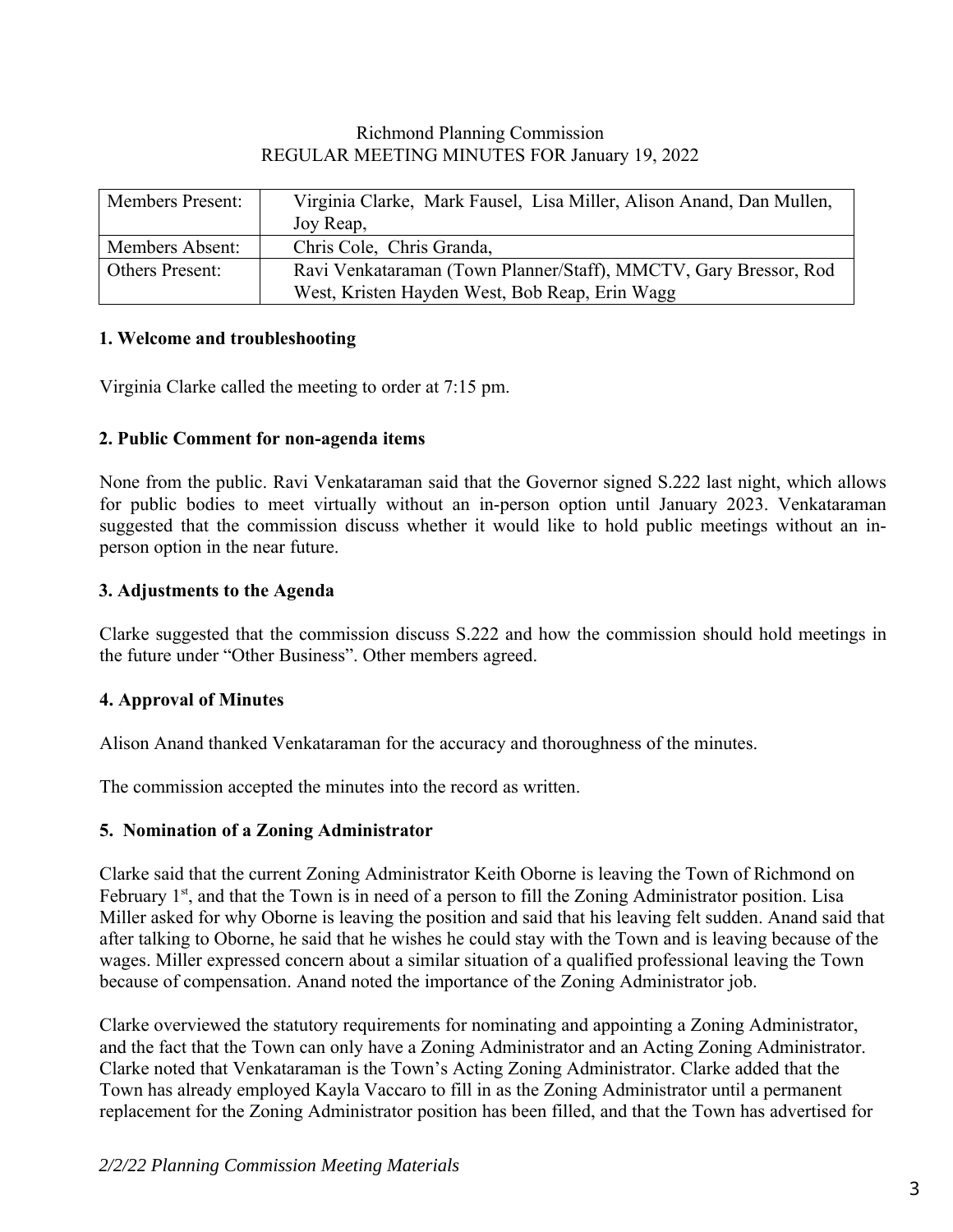Richmond Planning Commission
REGULAR MEETING MINUTES FOR January 19, 2022

| Members Present: | Virginia Clarke, Mark Fausel, Lisa Miller, Alison Anand, Dan Mullen, Joy Reap, |
|---|---|
| Members Absent: | Chris Cole, Chris Granda, |
| Others Present: | Ravi Venkataraman (Town Planner/Staff), MMCTV, Gary Bressor, Rod West, Kristen Hayden West, Bob Reap, Erin Wagg |

### 1. Welcome and troubleshooting

Virginia Clarke called the meeting to order at 7:15 pm.

### 2. Public Comment for non-agenda items

None from the public. Ravi Venkataraman said that the Governor signed S.222 last night, which allows for public bodies to meet virtually without an in-person option until January 2023. Venkataraman suggested that the commission discuss whether it would like to hold public meetings without an in-person option in the near future.

### 3. Adjustments to the Agenda

Clarke suggested that the commission discuss S.222 and how the commission should hold meetings in the future under "Other Business". Other members agreed.

### 4. Approval of Minutes

Alison Anand thanked Venkataraman for the accuracy and thoroughness of the minutes.

The commission accepted the minutes into the record as written.

### 5. Nomination of a Zoning Administrator

Clarke said that the current Zoning Administrator Keith Oborne is leaving the Town of Richmond on February 1st, and that the Town is in need of a person to fill the Zoning Administrator position. Lisa Miller asked for why Oborne is leaving the position and said that his leaving felt sudden. Anand said that after talking to Oborne, he said that he wishes he could stay with the Town and is leaving because of the wages. Miller expressed concern about a similar situation of a qualified professional leaving the Town because of compensation. Anand noted the importance of the Zoning Administrator job.

Clarke overviewed the statutory requirements for nominating and appointing a Zoning Administrator, and the fact that the Town can only have a Zoning Administrator and an Acting Zoning Administrator. Clarke noted that Venkataraman is the Town's Acting Zoning Administrator. Clarke added that the Town has already employed Kayla Vaccaro to fill in as the Zoning Administrator until a permanent replacement for the Zoning Administrator position has been filled, and that the Town has advertised for

*2/2/22 Planning Commission Meeting Materials*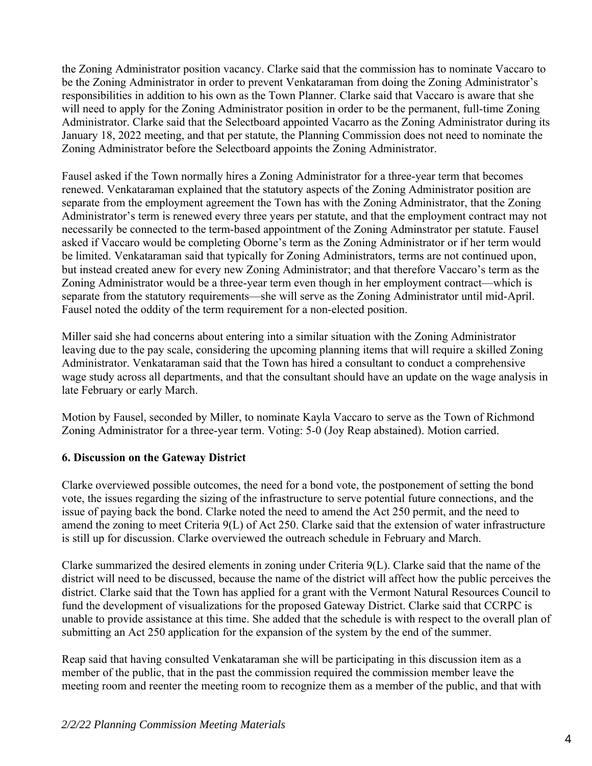the Zoning Administrator position vacancy. Clarke said that the commission has to nominate Vaccaro to be the Zoning Administrator in order to prevent Venkataraman from doing the Zoning Administrator's responsibilities in addition to his own as the Town Planner. Clarke said that Vaccaro is aware that she will need to apply for the Zoning Administrator position in order to be the permanent, full-time Zoning Administrator. Clarke said that the Selectboard appointed Vacarro as the Zoning Administrator during its January 18, 2022 meeting, and that per statute, the Planning Commission does not need to nominate the Zoning Administrator before the Selectboard appoints the Zoning Administrator.

Fausel asked if the Town normally hires a Zoning Administrator for a three-year term that becomes renewed. Venkataraman explained that the statutory aspects of the Zoning Administrator position are separate from the employment agreement the Town has with the Zoning Administrator, that the Zoning Administrator's term is renewed every three years per statute, and that the employment contract may not necessarily be connected to the term-based appointment of the Zoning Adminstrator per statute. Fausel asked if Vaccaro would be completing Oborne's term as the Zoning Administrator or if her term would be limited. Venkataraman said that typically for Zoning Administrators, terms are not continued upon, but instead created anew for every new Zoning Administrator; and that therefore Vaccaro's term as the Zoning Administrator would be a three-year term even though in her employment contract—which is separate from the statutory requirements—she will serve as the Zoning Administrator until mid-April. Fausel noted the oddity of the term requirement for a non-elected position.

Miller said she had concerns about entering into a similar situation with the Zoning Administrator leaving due to the pay scale, considering the upcoming planning items that will require a skilled Zoning Administrator. Venkataraman said that the Town has hired a consultant to conduct a comprehensive wage study across all departments, and that the consultant should have an update on the wage analysis in late February or early March.

Motion by Fausel, seconded by Miller, to nominate Kayla Vaccaro to serve as the Town of Richmond Zoning Administrator for a three-year term. Voting: 5-0 (Joy Reap abstained). Motion carried.

**6. Discussion on the Gateway District**

Clarke overviewed possible outcomes, the need for a bond vote, the postponement of setting the bond vote, the issues regarding the sizing of the infrastructure to serve potential future connections, and the issue of paying back the bond. Clarke noted the need to amend the Act 250 permit, and the need to amend the zoning to meet Criteria 9(L) of Act 250. Clarke said that the extension of water infrastructure is still up for discussion. Clarke overviewed the outreach schedule in February and March.

Clarke summarized the desired elements in zoning under Criteria 9(L). Clarke said that the name of the district will need to be discussed, because the name of the district will affect how the public perceives the district. Clarke said that the Town has applied for a grant with the Vermont Natural Resources Council to fund the development of visualizations for the proposed Gateway District. Clarke said that CCRPC is unable to provide assistance at this time. She added that the schedule is with respect to the overall plan of submitting an Act 250 application for the expansion of the system by the end of the summer.

Reap said that having consulted Venkataraman she will be participating in this discussion item as a member of the public, that in the past the commission required the commission member leave the meeting room and reenter the meeting room to recognize them as a member of the public, and that with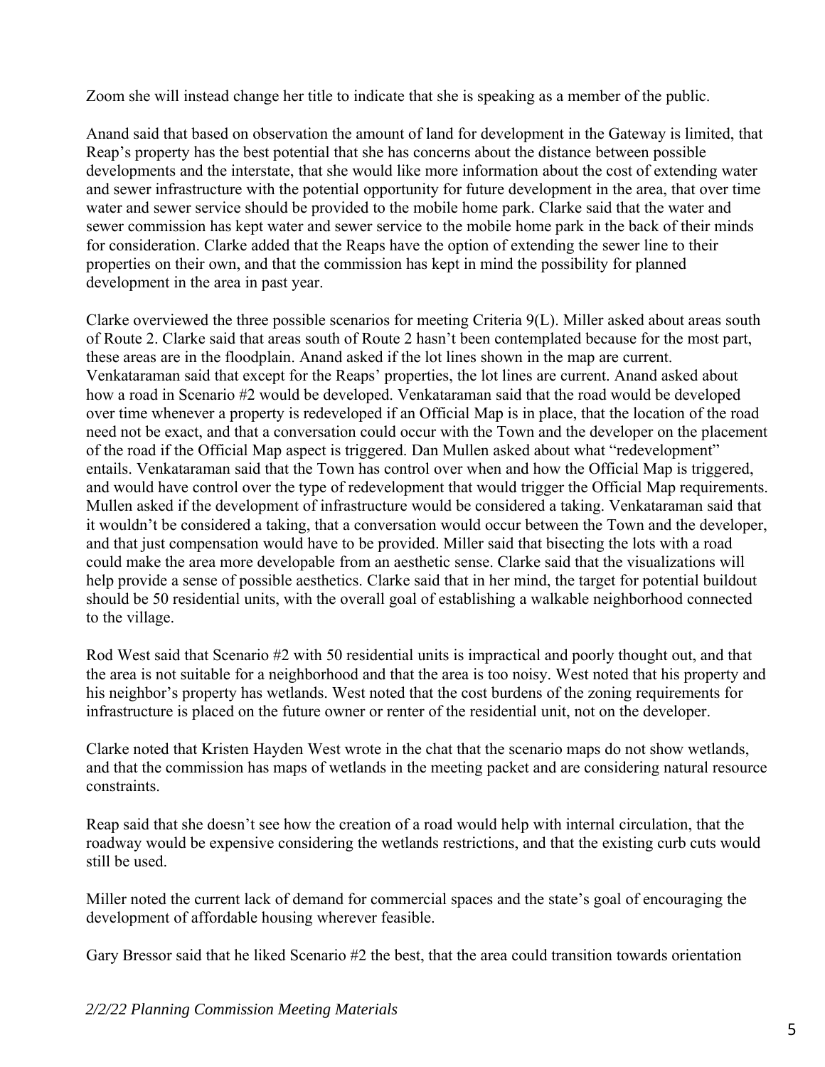Zoom she will instead change her title to indicate that she is speaking as a member of the public.

Anand said that based on observation the amount of land for development in the Gateway is limited, that Reap's property has the best potential that she has concerns about the distance between possible developments and the interstate, that she would like more information about the cost of extending water and sewer infrastructure with the potential opportunity for future development in the area, that over time water and sewer service should be provided to the mobile home park. Clarke said that the water and sewer commission has kept water and sewer service to the mobile home park in the back of their minds for consideration. Clarke added that the Reaps have the option of extending the sewer line to their properties on their own, and that the commission has kept in mind the possibility for planned development in the area in past year.

Clarke overviewed the three possible scenarios for meeting Criteria 9(L). Miller asked about areas south of Route 2. Clarke said that areas south of Route 2 hasn't been contemplated because for the most part, these areas are in the floodplain. Anand asked if the lot lines shown in the map are current. Venkataraman said that except for the Reaps' properties, the lot lines are current. Anand asked about how a road in Scenario #2 would be developed. Venkataraman said that the road would be developed over time whenever a property is redeveloped if an Official Map is in place, that the location of the road need not be exact, and that a conversation could occur with the Town and the developer on the placement of the road if the Official Map aspect is triggered. Dan Mullen asked about what "redevelopment" entails. Venkataraman said that the Town has control over when and how the Official Map is triggered, and would have control over the type of redevelopment that would trigger the Official Map requirements. Mullen asked if the development of infrastructure would be considered a taking. Venkataraman said that it wouldn't be considered a taking, that a conversation would occur between the Town and the developer, and that just compensation would have to be provided. Miller said that bisecting the lots with a road could make the area more developable from an aesthetic sense. Clarke said that the visualizations will help provide a sense of possible aesthetics. Clarke said that in her mind, the target for potential buildout should be 50 residential units, with the overall goal of establishing a walkable neighborhood connected to the village.

Rod West said that Scenario #2 with 50 residential units is impractical and poorly thought out, and that the area is not suitable for a neighborhood and that the area is too noisy. West noted that his property and his neighbor's property has wetlands. West noted that the cost burdens of the zoning requirements for infrastructure is placed on the future owner or renter of the residential unit, not on the developer.

Clarke noted that Kristen Hayden West wrote in the chat that the scenario maps do not show wetlands, and that the commission has maps of wetlands in the meeting packet and are considering natural resource constraints.

Reap said that she doesn't see how the creation of a road would help with internal circulation, that the roadway would be expensive considering the wetlands restrictions, and that the existing curb cuts would still be used.

Miller noted the current lack of demand for commercial spaces and the state's goal of encouraging the development of affordable housing wherever feasible.

Gary Bressor said that he liked Scenario #2 the best, that the area could transition towards orientation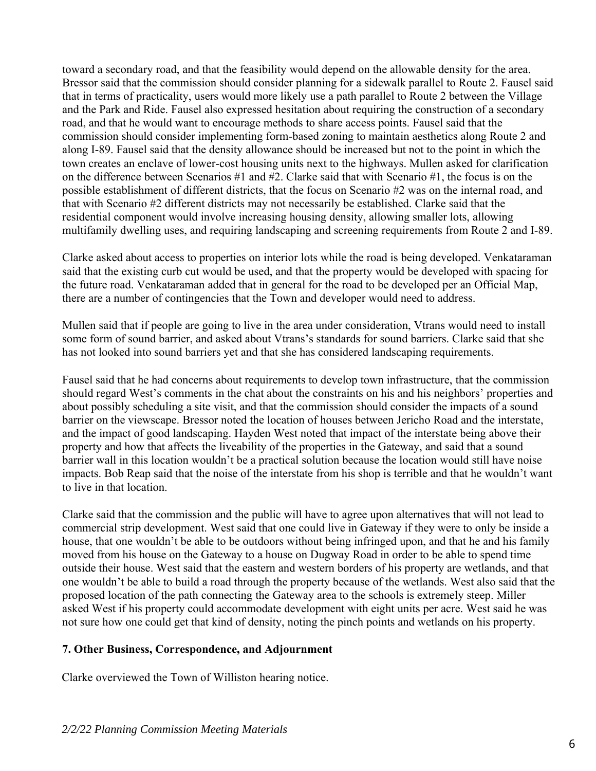toward a secondary road, and that the feasibility would depend on the allowable density for the area. Bressor said that the commission should consider planning for a sidewalk parallel to Route 2. Fausel said that in terms of practicality, users would more likely use a path parallel to Route 2 between the Village and the Park and Ride. Fausel also expressed hesitation about requiring the construction of a secondary road, and that he would want to encourage methods to share access points. Fausel said that the commission should consider implementing form-based zoning to maintain aesthetics along Route 2 and along I-89. Fausel said that the density allowance should be increased but not to the point in which the town creates an enclave of lower-cost housing units next to the highways. Mullen asked for clarification on the difference between Scenarios #1 and #2. Clarke said that with Scenario #1, the focus is on the possible establishment of different districts, that the focus on Scenario #2 was on the internal road, and that with Scenario #2 different districts may not necessarily be established. Clarke said that the residential component would involve increasing housing density, allowing smaller lots, allowing multifamily dwelling uses, and requiring landscaping and screening requirements from Route 2 and I-89.

Clarke asked about access to properties on interior lots while the road is being developed. Venkataraman said that the existing curb cut would be used, and that the property would be developed with spacing for the future road. Venkataraman added that in general for the road to be developed per an Official Map, there are a number of contingencies that the Town and developer would need to address.

Mullen said that if people are going to live in the area under consideration, Vtrans would need to install some form of sound barrier, and asked about Vtrans's standards for sound barriers. Clarke said that she has not looked into sound barriers yet and that she has considered landscaping requirements.

Fausel said that he had concerns about requirements to develop town infrastructure, that the commission should regard West's comments in the chat about the constraints on his and his neighbors' properties and about possibly scheduling a site visit, and that the commission should consider the impacts of a sound barrier on the viewscape. Bressor noted the location of houses between Jericho Road and the interstate, and the impact of good landscaping. Hayden West noted that impact of the interstate being above their property and how that affects the liveability of the properties in the Gateway, and said that a sound barrier wall in this location wouldn't be a practical solution because the location would still have noise impacts. Bob Reap said that the noise of the interstate from his shop is terrible and that he wouldn't want to live in that location.

Clarke said that the commission and the public will have to agree upon alternatives that will not lead to commercial strip development. West said that one could live in Gateway if they were to only be inside a house, that one wouldn't be able to be outdoors without being infringed upon, and that he and his family moved from his house on the Gateway to a house on Dugway Road in order to be able to spend time outside their house. West said that the eastern and western borders of his property are wetlands, and that one wouldn't be able to build a road through the property because of the wetlands. West also said that the proposed location of the path connecting the Gateway area to the schools is extremely steep. Miller asked West if his property could accommodate development with eight units per acre. West said he was not sure how one could get that kind of density, noting the pinch points and wetlands on his property.

### 7. Other Business, Correspondence, and Adjournment

Clarke overviewed the Town of Williston hearing notice.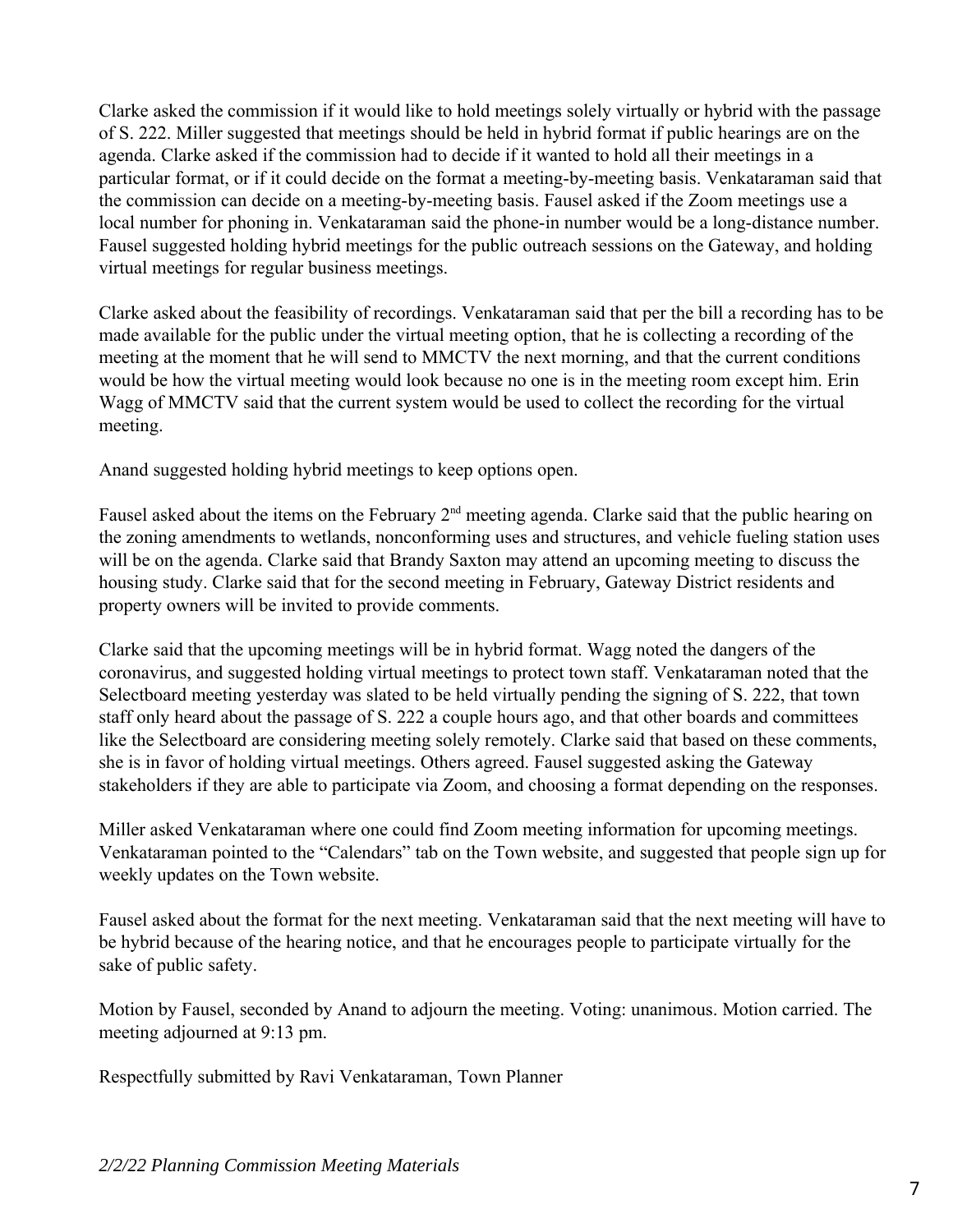Clarke asked the commission if it would like to hold meetings solely virtually or hybrid with the passage of S. 222. Miller suggested that meetings should be held in hybrid format if public hearings are on the agenda. Clarke asked if the commission had to decide if it wanted to hold all their meetings in a particular format, or if it could decide on the format a meeting-by-meeting basis. Venkataraman said that the commission can decide on a meeting-by-meeting basis. Fausel asked if the Zoom meetings use a local number for phoning in. Venkataraman said the phone-in number would be a long-distance number. Fausel suggested holding hybrid meetings for the public outreach sessions on the Gateway, and holding virtual meetings for regular business meetings.

Clarke asked about the feasibility of recordings. Venkataraman said that per the bill a recording has to be made available for the public under the virtual meeting option, that he is collecting a recording of the meeting at the moment that he will send to MMCTV the next morning, and that the current conditions would be how the virtual meeting would look because no one is in the meeting room except him. Erin Wagg of MMCTV said that the current system would be used to collect the recording for the virtual meeting.

Anand suggested holding hybrid meetings to keep options open.

Fausel asked about the items on the February 2nd meeting agenda. Clarke said that the public hearing on the zoning amendments to wetlands, nonconforming uses and structures, and vehicle fueling station uses will be on the agenda. Clarke said that Brandy Saxton may attend an upcoming meeting to discuss the housing study. Clarke said that for the second meeting in February, Gateway District residents and property owners will be invited to provide comments.

Clarke said that the upcoming meetings will be in hybrid format. Wagg noted the dangers of the coronavirus, and suggested holding virtual meetings to protect town staff. Venkataraman noted that the Selectboard meeting yesterday was slated to be held virtually pending the signing of S. 222, that town staff only heard about the passage of S. 222 a couple hours ago, and that other boards and committees like the Selectboard are considering meeting solely remotely. Clarke said that based on these comments, she is in favor of holding virtual meetings. Others agreed. Fausel suggested asking the Gateway stakeholders if they are able to participate via Zoom, and choosing a format depending on the responses.

Miller asked Venkataraman where one could find Zoom meeting information for upcoming meetings. Venkataraman pointed to the "Calendars" tab on the Town website, and suggested that people sign up for weekly updates on the Town website.

Fausel asked about the format for the next meeting. Venkataraman said that the next meeting will have to be hybrid because of the hearing notice, and that he encourages people to participate virtually for the sake of public safety.

Motion by Fausel, seconded by Anand to adjourn the meeting. Voting: unanimous. Motion carried. The meeting adjourned at 9:13 pm.

Respectfully submitted by Ravi Venkataraman, Town Planner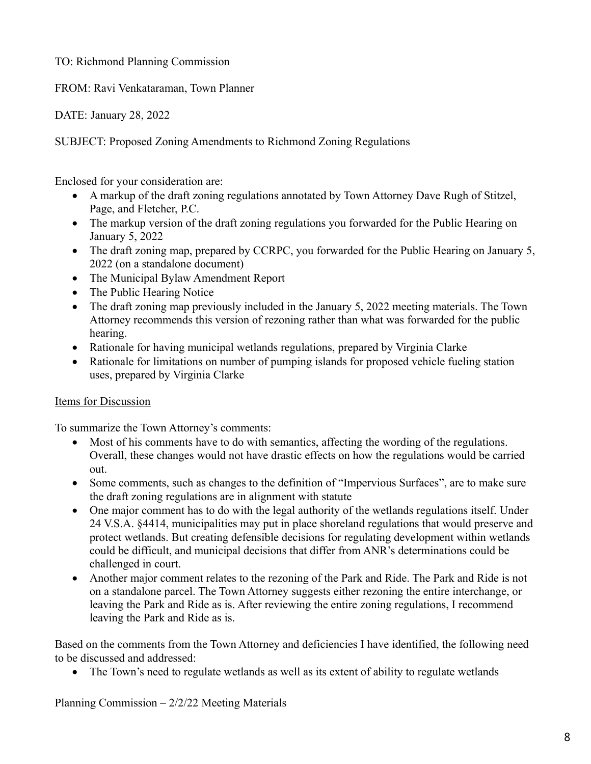TO: Richmond Planning Commission

FROM: Ravi Venkataraman, Town Planner

DATE: January 28, 2022

SUBJECT: Proposed Zoning Amendments to Richmond Zoning Regulations

Enclosed for your consideration are:

- A markup of the draft zoning regulations annotated by Town Attorney Dave Rugh of Stitzel, Page, and Fletcher, P.C.
- The markup version of the draft zoning regulations you forwarded for the Public Hearing on January 5, 2022
- The draft zoning map, prepared by CCRPC, you forwarded for the Public Hearing on January 5, 2022 (on a standalone document)
- The Municipal Bylaw Amendment Report
- The Public Hearing Notice
- The draft zoning map previously included in the January 5, 2022 meeting materials. The Town Attorney recommends this version of rezoning rather than what was forwarded for the public hearing.
- Rationale for having municipal wetlands regulations, prepared by Virginia Clarke
- Rationale for limitations on number of pumping islands for proposed vehicle fueling station uses, prepared by Virginia Clarke

<u>Items for Discussion</u>

To summarize the Town Attorney's comments:

- Most of his comments have to do with semantics, affecting the wording of the regulations. Overall, these changes would not have drastic effects on how the regulations would be carried out.
- Some comments, such as changes to the definition of "Impervious Surfaces", are to make sure the draft zoning regulations are in alignment with statute
- One major comment has to do with the legal authority of the wetlands regulations itself. Under 24 V.S.A. §4414, municipalities may put in place shoreland regulations that would preserve and protect wetlands. But creating defensible decisions for regulating development within wetlands could be difficult, and municipal decisions that differ from ANR's determinations could be challenged in court.
- Another major comment relates to the rezoning of the Park and Ride. The Park and Ride is not on a standalone parcel. The Town Attorney suggests either rezoning the entire interchange, or leaving the Park and Ride as is. After reviewing the entire zoning regulations, I recommend leaving the Park and Ride as is.

Based on the comments from the Town Attorney and deficiencies I have identified, the following need to be discussed and addressed:

- The Town's need to regulate wetlands as well as its extent of ability to regulate wetlands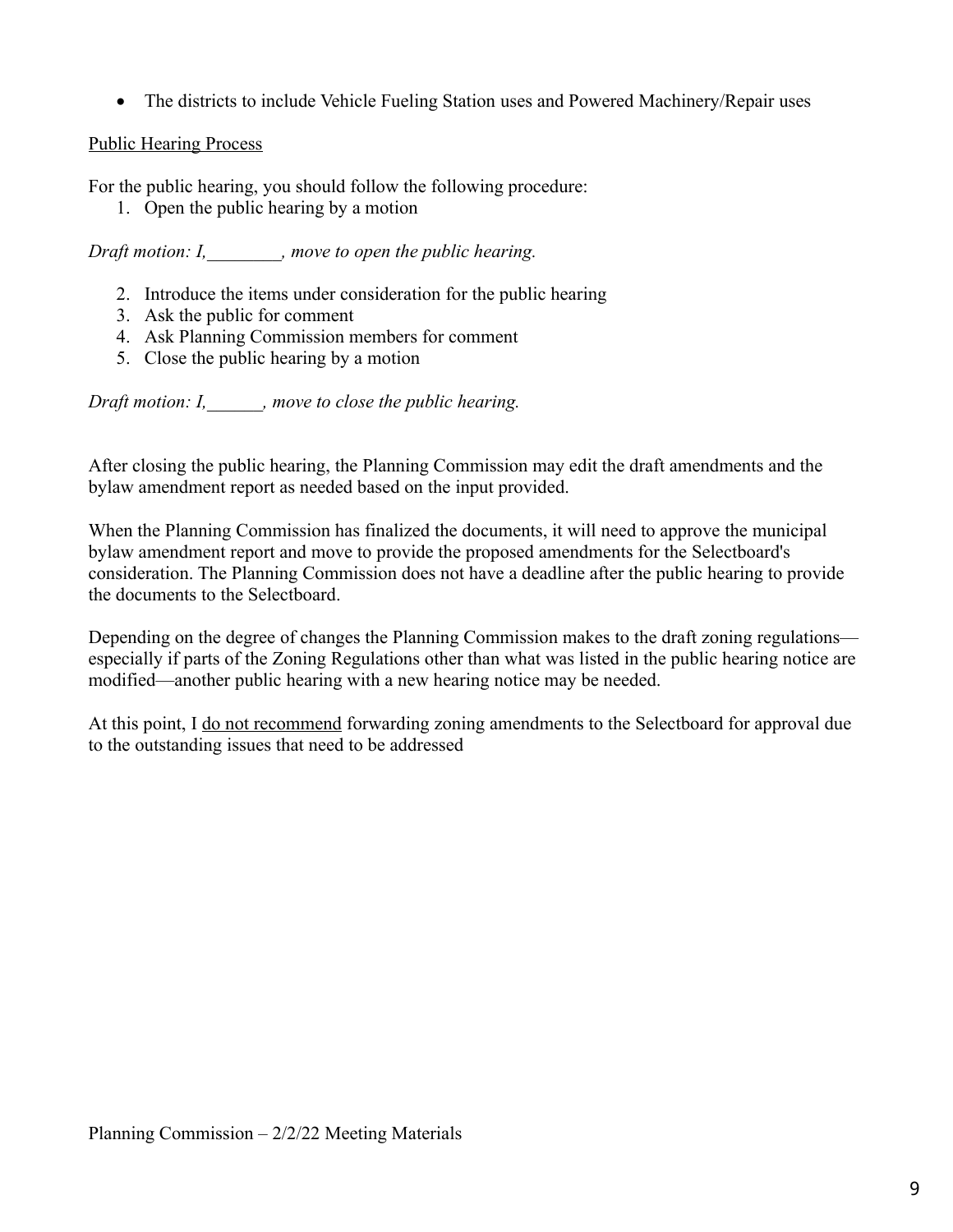- The districts to include Vehicle Fueling Station uses and Powered Machinery/Repair uses

<u>Public Hearing Process</u>

For the public hearing, you should follow the following procedure:

1. Open the public hearing by a motion

*Draft motion: I,________, move to open the public hearing.*

2. Introduce the items under consideration for the public hearing
3. Ask the public for comment
4. Ask Planning Commission members for comment
5. Close the public hearing by a motion

*Draft motion: I,______, move to close the public hearing.*

After closing the public hearing, the Planning Commission may edit the draft amendments and the bylaw amendment report as needed based on the input provided.

When the Planning Commission has finalized the documents, it will need to approve the municipal bylaw amendment report and move to provide the proposed amendments for the Selectboard's consideration. The Planning Commission does not have a deadline after the public hearing to provide the documents to the Selectboard.

Depending on the degree of changes the Planning Commission makes to the draft zoning regulations—especially if parts of the Zoning Regulations other than what was listed in the public hearing notice are modified—another public hearing with a new hearing notice may be needed.

At this point, I <u>do not recommend</u> forwarding zoning amendments to the Selectboard for approval due to the outstanding issues that need to be addressed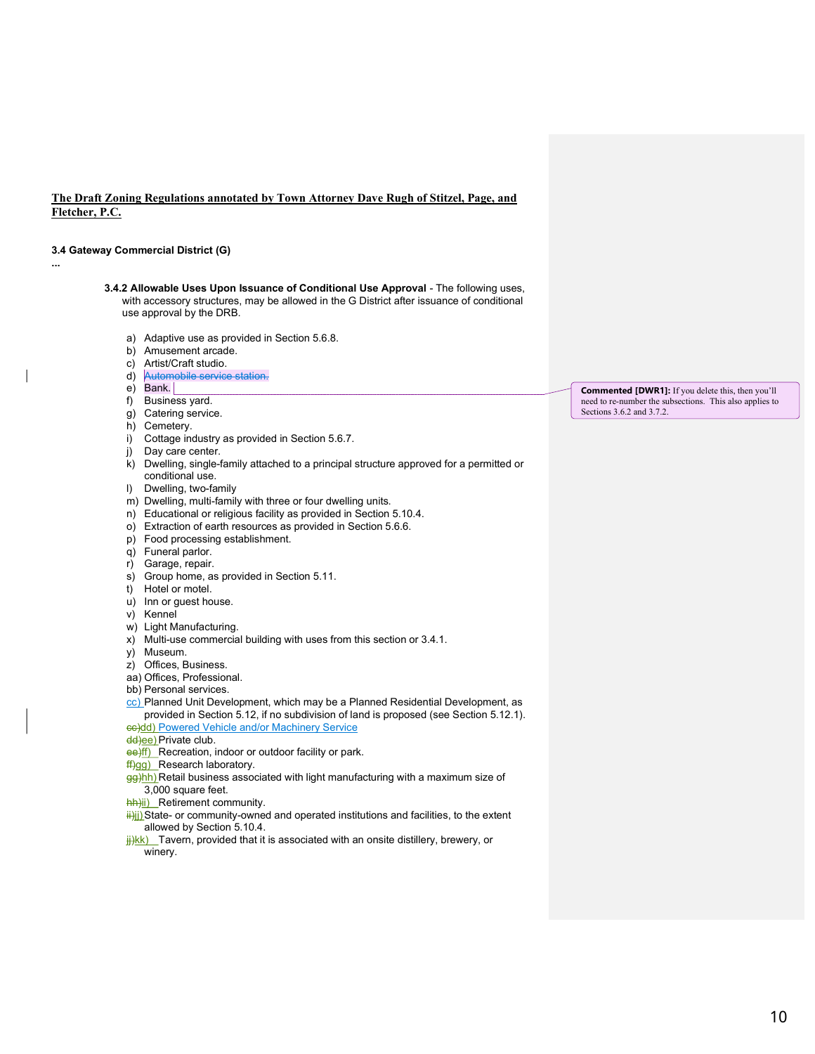**The Draft Zoning Regulations annotated by Town Attorney Dave Rugh of Stitzel, Page, and Fletcher, P.C.**

**3.4 Gateway Commercial District (G)**

...

**3.4.2 Allowable Uses Upon Issuance of Conditional Use Approval** - The following uses, with accessory structures, may be allowed in the G District after issuance of conditional use approval by the DRB.

a) Adaptive use as provided in Section 5.6.8.
b) Amusement arcade.
c) Artist/Craft studio.
d) ~~Automobile service station.~~
e) Bank.
f) Business yard.
g) Catering service.
h) Cemetery.
i) Cottage industry as provided in Section 5.6.7.
j) Day care center.
k) Dwelling, single-family attached to a principal structure approved for a permitted or conditional use.
l) Dwelling, two-family
m) Dwelling, multi-family with three or four dwelling units.
n) Educational or religious facility as provided in Section 5.10.4.
o) Extraction of earth resources as provided in Section 5.6.6.
p) Food processing establishment.
q) Funeral parlor.
r) Garage, repair.
s) Group home, as provided in Section 5.11.
t) Hotel or motel.
u) Inn or guest house.
v) Kennel
w) Light Manufacturing.
x) Multi-use commercial building with uses from this section or 3.4.1.
y) Museum.
z) Offices, Business.
aa) Offices, Professional.
bb) Personal services.
cc) Planned Unit Development, which may be a Planned Residential Development, as provided in Section 5.12, if no subdivision of land is proposed (see Section 5.12.1).
~~cc)~~dd) Powered Vehicle and/or Machinery Service
~~dd)~~ee) Private club.
~~ee)~~ff) Recreation, indoor or outdoor facility or park.
~~ff)~~gg) Research laboratory.
~~gg)~~hh) Retail business associated with light manufacturing with a maximum size of 3,000 square feet.
~~hh)~~ii) Retirement community.
~~ii)~~jj) State- or community-owned and operated institutions and facilities, to the extent allowed by Section 5.10.4.
~~jj)~~kk) Tavern, provided that it is associated with an onsite distillery, brewery, or winery.

**Commented [DWR1]:** If you delete this, then you'll need to re-number the subsections. This also applies to Sections 3.6.2 and 3.7.2.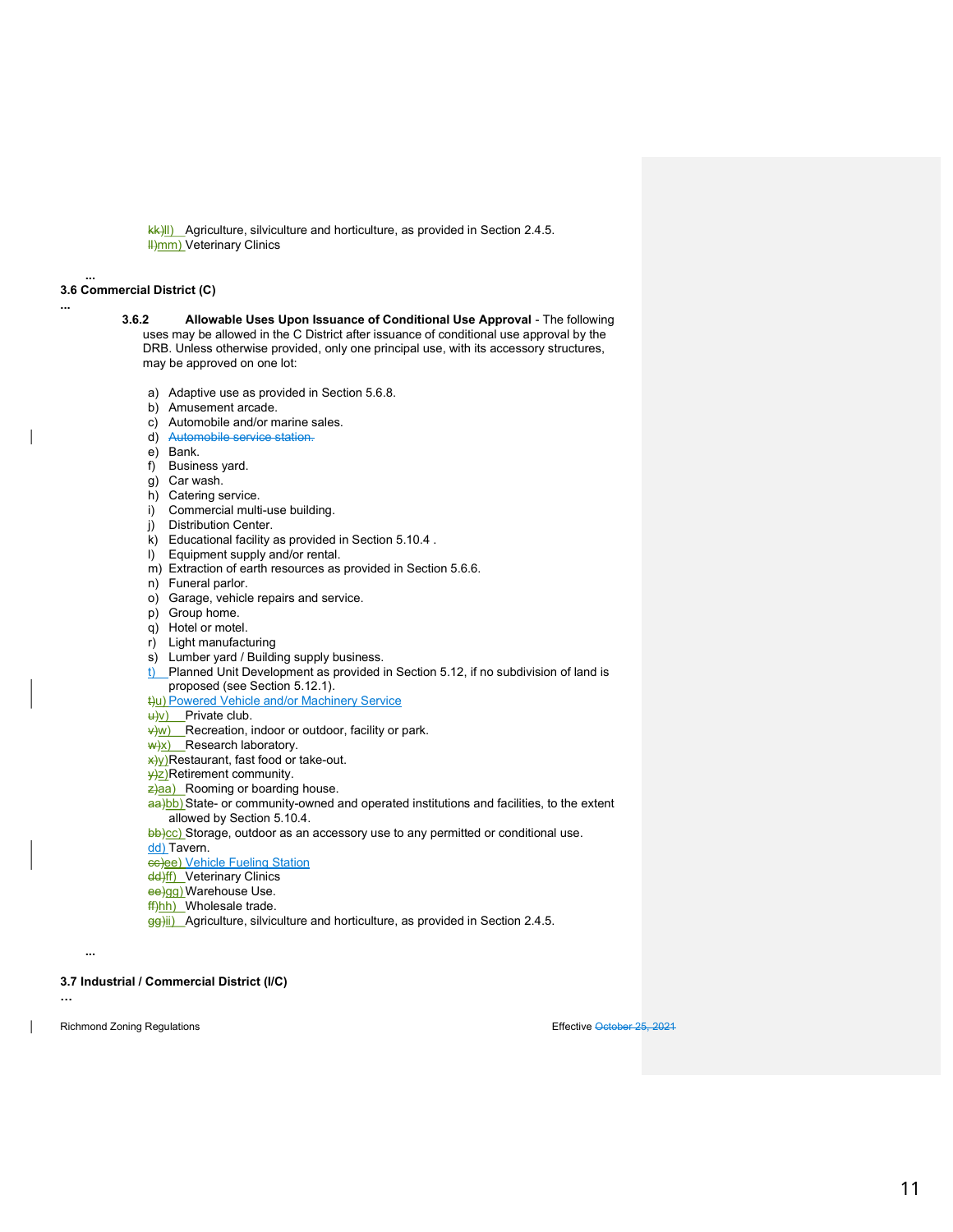kk)ll) Agriculture, silviculture and horticulture, as provided in Section 2.4.5.
ll)mm) Veterinary Clinics

...

### 3.6 Commercial District (C)

...

**3.6.2 Allowable Uses Upon Issuance of Conditional Use Approval** - The following uses may be allowed in the C District after issuance of conditional use approval by the DRB. Unless otherwise provided, only one principal use, with its accessory structures, may be approved on one lot:

a) Adaptive use as provided in Section 5.6.8.
b) Amusement arcade.
c) Automobile and/or marine sales.
d) ~~Automobile service station.~~
e) Bank.
f) Business yard.
g) Car wash.
h) Catering service.
i) Commercial multi-use building.
j) Distribution Center.
k) Educational facility as provided in Section 5.10.4 .
l) Equipment supply and/or rental.
m) Extraction of earth resources as provided in Section 5.6.6.
n) Funeral parlor.
o) Garage, vehicle repairs and service.
p) Group home.
q) Hotel or motel.
r) Light manufacturing
s) Lumber yard / Building supply business.
t) Planned Unit Development as provided in Section 5.12, if no subdivision of land is proposed (see Section 5.12.1).
~~t)~~u) Powered Vehicle and/or Machinery Service
~~u)~~v) Private club.
~~v)~~w) Recreation, indoor or outdoor, facility or park.
~~w)~~x) Research laboratory.
~~x)~~y) Restaurant, fast food or take-out.
~~y)~~z) Retirement community.
~~z)~~aa) Rooming or boarding house.
~~aa)~~bb) State- or community-owned and operated institutions and facilities, to the extent allowed by Section 5.10.4.
~~bb)~~cc) Storage, outdoor as an accessory use to any permitted or conditional use.
dd) Tavern.
~~cc)~~ee) Vehicle Fueling Station
~~dd)~~ff) Veterinary Clinics
~~ee)~~gg) Warehouse Use.
~~ff)~~hh) Wholesale trade.
~~gg)~~ii) Agriculture, silviculture and horticulture, as provided in Section 2.4.5.

...

### 3.7 Industrial / Commercial District (I/C)

...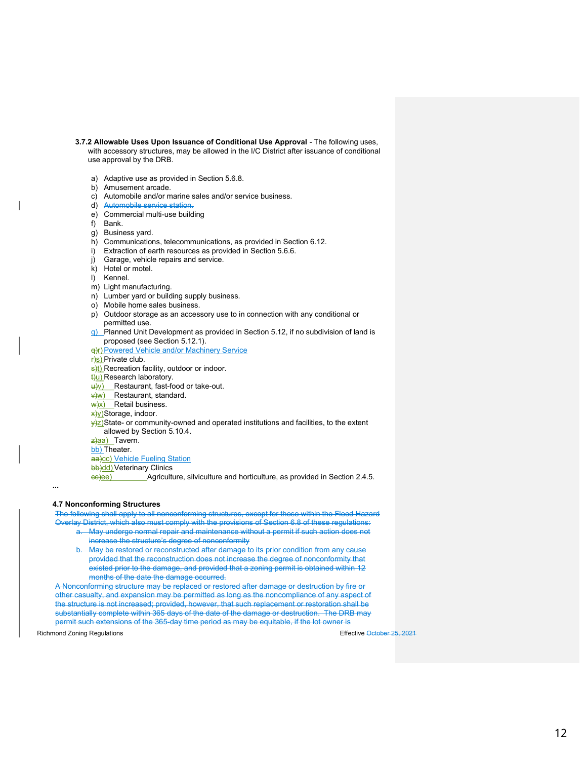**3.7.2 Allowable Uses Upon Issuance of Conditional Use Approval** - The following uses, with accessory structures, may be allowed in the I/C District after issuance of conditional use approval by the DRB.

a) Adaptive use as provided in Section 5.6.8.
b) Amusement arcade.
c) Automobile and/or marine sales and/or service business.
d) ~~Automobile service station.~~
e) Commercial multi-use building
f) Bank.
g) Business yard.
h) Communications, telecommunications, as provided in Section 6.12.
i) Extraction of earth resources as provided in Section 5.6.6.
j) Garage, vehicle repairs and service.
k) Hotel or motel.
l) Kennel.
m) Light manufacturing.
n) Lumber yard or building supply business.
o) Mobile home sales business.
p) Outdoor storage as an accessory use to in connection with any conditional or permitted use.
q) Planned Unit Development as provided in Section 5.12, if no subdivision of land is proposed (see Section 5.12.1).
~~q)~~r) Powered Vehicle and/or Machinery Service
~~r)~~s) Private club.
~~s)~~t) Recreation facility, outdoor or indoor.
~~t)~~u) Research laboratory.
~~u)~~v) Restaurant, fast-food or take-out.
~~v)~~w) Restaurant, standard.
~~w)~~x) Retail business.
~~x)~~y) Storage, indoor.
~~y)~~z) State- or community-owned and operated institutions and facilities, to the extent allowed by Section 5.10.4.
~~z)~~aa) Tavern.
bb) Theater.
~~aa)~~cc) Vehicle Fueling Station
~~bb)~~dd) Veterinary Clinics
~~cc)~~ee) Agriculture, silviculture and horticulture, as provided in Section 2.4.5.

...

**4.7 Nonconforming Structures**

~~The following shall apply to all nonconforming structures, except for those within the Flood Hazard Overlay District, which also must comply with the provisions of Section 6.8 of these regulations:~~

~~a. May undergo normal repair and maintenance without a permit if such action does not increase the structure's degree of nonconformity~~

~~b. May be restored or reconstructed after damage to its prior condition from any cause provided that the reconstruction does not increase the degree of nonconformity that existed prior to the damage, and provided that a zoning permit is obtained within 12 months of the date the damage occurred.~~

~~A Nonconforming structure may be replaced or restored after damage or destruction by fire or other casualty, and expansion may be permitted as long as the noncompliance of any aspect of the structure is not increased; provided, however, that such replacement or restoration shall be substantially complete within 365 days of the date of the damage or destruction. The DRB may permit such extensions of the 365-day time period as may be equitable, if the lot owner is~~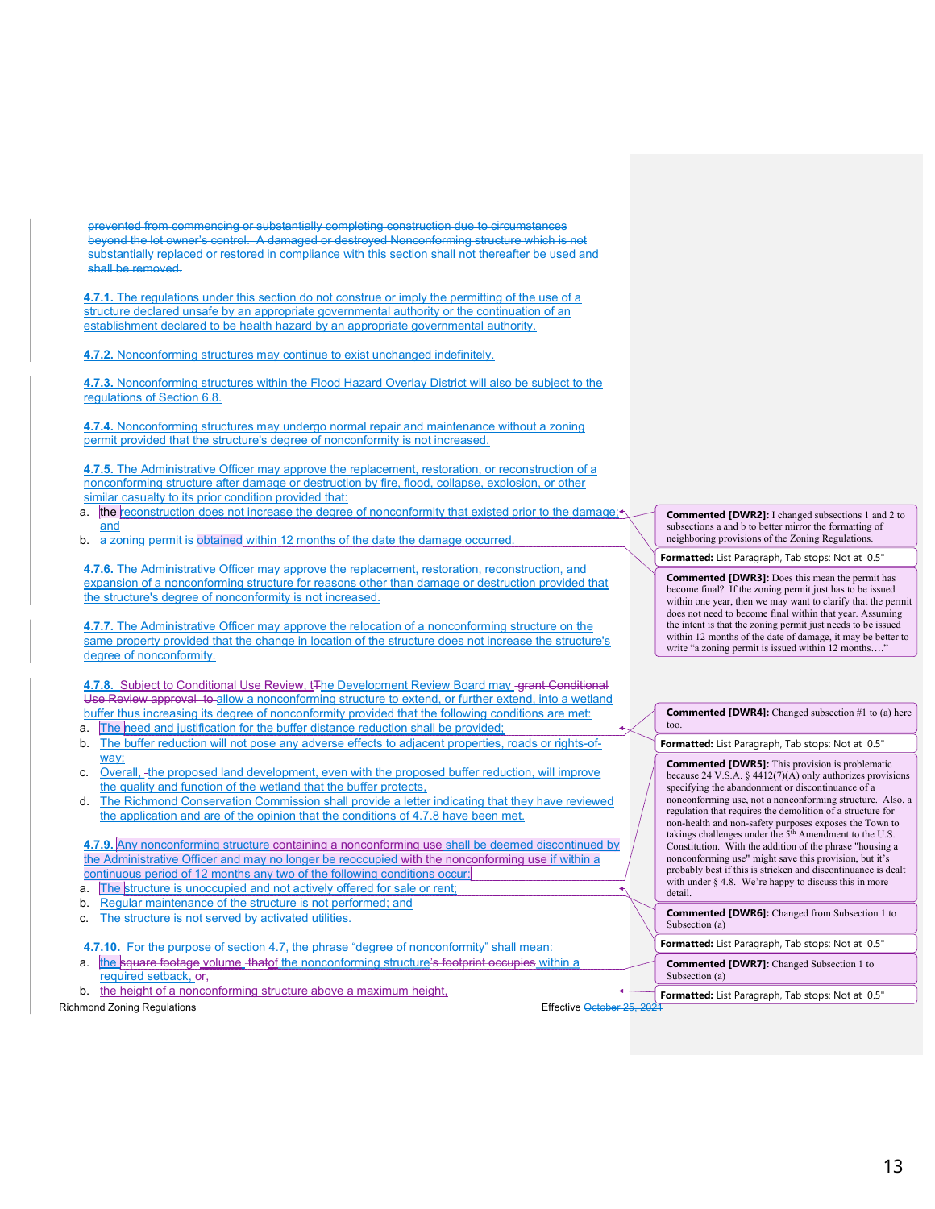~~prevented from commencing or substantially completing construction due to circumstances beyond the lot owner's control. A damaged or destroyed Nonconforming structure which is not substantially replaced or restored in compliance with this section shall not thereafter be used and shall be removed.~~

**4.7.1.** The regulations under this section do not construe or imply the permitting of the use of a structure declared unsafe by an appropriate governmental authority or the continuation of an establishment declared to be health hazard by an appropriate governmental authority.

**4.7.2.** Nonconforming structures may continue to exist unchanged indefinitely.

**4.7.3.** Nonconforming structures within the Flood Hazard Overlay District will also be subject to the regulations of Section 6.8.

**4.7.4.** Nonconforming structures may undergo normal repair and maintenance without a zoning permit provided that the structure's degree of nonconformity is not increased.

**4.7.5.** The Administrative Officer may approve the replacement, restoration, or reconstruction of a nonconforming structure after damage or destruction by fire, flood, collapse, explosion, or other similar casualty to its prior condition provided that:

a. the reconstruction does not increase the degree of nonconformity that existed prior to the damage; and
b. a zoning permit is obtained within 12 months of the date the damage occurred.

**4.7.6.** The Administrative Officer may approve the replacement, restoration, reconstruction, and expansion of a nonconforming structure for reasons other than damage or destruction provided that the structure's degree of nonconformity is not increased.

**4.7.7.** The Administrative Officer may approve the relocation of a nonconforming structure on the same property provided that the change in location of the structure does not increase the structure's degree of nonconformity.

**4.7.8.** Subject to Conditional Use Review, t~~T~~he Development Review Board may ~~grant Conditional Use Review approval to~~ allow a nonconforming structure to extend, or further extend, into a wetland buffer thus increasing its degree of nonconformity provided that the following conditions are met:

a. The need and justification for the buffer distance reduction shall be provided;
b. The buffer reduction will not pose any adverse effects to adjacent properties, roads or rights-of-way;
c. Overall, the proposed land development, even with the proposed buffer reduction, will improve the quality and function of the wetland that the buffer protects,
d. The Richmond Conservation Commission shall provide a letter indicating that they have reviewed the application and are of the opinion that the conditions of 4.7.8 have been met.

**4.7.9.** Any nonconforming structure containing a nonconforming use shall be deemed discontinued by the Administrative Officer and may no longer be reoccupied with the nonconforming use if within a continuous period of 12 months any two of the following conditions occur:

a. The structure is unoccupied and not actively offered for sale or rent;
b. Regular maintenance of the structure is not performed; and
c. The structure is not served by activated utilities.

**4.7.10.** For the purpose of section 4.7, the phrase "degree of nonconformity" shall mean:

a. the ~~square footage~~ volume ~~that~~of the nonconforming structure~~'s footprint occupies~~ within a required setback, ~~or,~~
b. the height of a nonconforming structure above a maximum height,

> **Commented [DWR2]:** I changed subsections 1 and 2 to subsections a and b to better mirror the formatting of neighboring provisions of the Zoning Regulations.
>
> **Formatted:** List Paragraph, Tab stops: Not at 0.5"
>
> **Commented [DWR3]:** Does this mean the permit has become final? If the zoning permit just has to be issued within one year, then we may want to clarify that the permit does not need to become final within that year. Assuming the intent is that the zoning permit just needs to be issued within 12 months of the date of damage, it may be better to write "a zoning permit is issued within 12 months…."
>
> **Commented [DWR4]:** Changed subsection #1 to (a) here too.
>
> **Formatted:** List Paragraph, Tab stops: Not at 0.5"
>
> **Commented [DWR5]:** This provision is problematic because 24 V.S.A. § 4412(7)(A) only authorizes provisions specifying the abandonment or discontinuance of a nonconforming use, not a nonconforming structure. Also, a regulation that requires the demolition of a structure for non-health and non-safety purposes exposes the Town to takings challenges under the 5th Amendment to the U.S. Constitution. With the addition of the phrase "housing a nonconforming use" might save this provision, but it's probably best if this is stricken and discontinuance is dealt with under § 4.8. We're happy to discuss this in more detail.
>
> **Commented [DWR6]:** Changed from Subsection 1 to Subsection (a)
>
> **Formatted:** List Paragraph, Tab stops: Not at 0.5"
>
> **Commented [DWR7]:** Changed Subsection 1 to Subsection (a)
>
> **Formatted:** List Paragraph, Tab stops: Not at 0.5"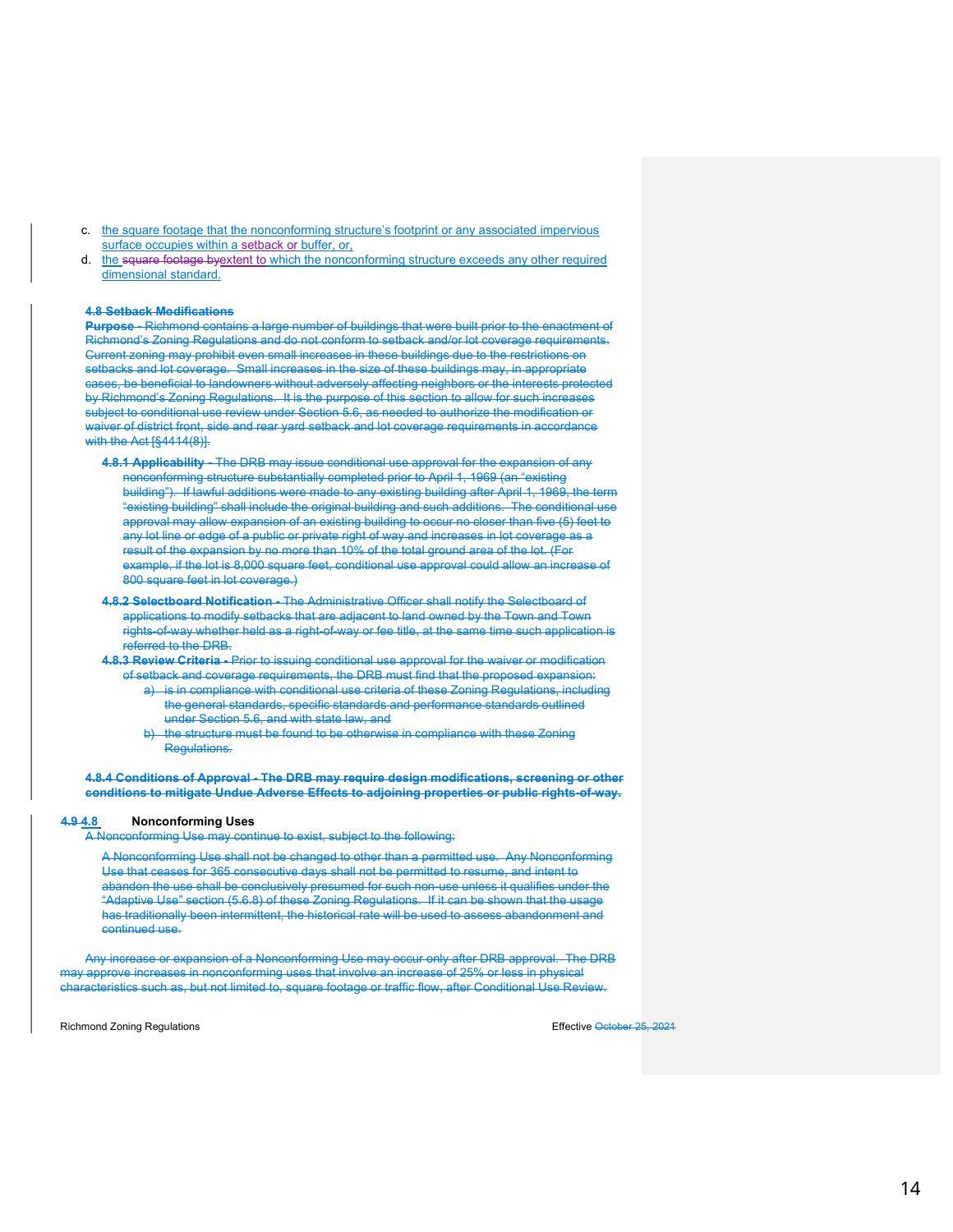c. the square footage that the nonconforming structure's footprint or any associated impervious surface occupies within a setback or buffer, or,

d. the ~~square footage by~~extent to which the nonconforming structure exceeds any other required dimensional standard.

~~**4.8 Setback Modifications**~~

~~**Purpose** - Richmond contains a large number of buildings that were built prior to the enactment of Richmond's Zoning Regulations and do not conform to setback and/or lot coverage requirements. Current zoning may prohibit even small increases in these buildings due to the restrictions on setbacks and lot coverage. Small increases in the size of these buildings may, in appropriate cases, be beneficial to landowners without adversely affecting neighbors or the interests protected by Richmond's Zoning Regulations. It is the purpose of this section to allow for such increases subject to conditional use review under Section 5.6, as needed to authorize the modification or waiver of district front, side and rear yard setback and lot coverage requirements in accordance with the Act [§4414(8)].~~

~~**4.8.1 Applicability** - The DRB may issue conditional use approval for the expansion of any nonconforming structure substantially completed prior to April 1, 1969 (an "existing building"). If lawful additions were made to any existing building after April 1, 1969, the term "existing building" shall include the original building and such additions. The conditional use approval may allow expansion of an existing building to occur no closer than five (5) feet to any lot line or edge of a public or private right of way and increases in lot coverage as a result of the expansion by no more than 10% of the total ground area of the lot. (For example, if the lot is 8,000 square feet, conditional use approval could allow an increase of 800 square feet in lot coverage.)~~

~~**4.8.2 Selectboard Notification** - The Administrative Officer shall notify the Selectboard of applications to modify setbacks that are adjacent to land owned by the Town and Town rights-of-way whether held as a right-of-way or fee title, at the same time such application is referred to the DRB.~~

~~**4.8.3 Review Criteria** - Prior to issuing conditional use approval for the waiver or modification of setback and coverage requirements, the DRB must find that the proposed expansion:~~

~~a) is in compliance with conditional use criteria of these Zoning Regulations, including the general standards, specific standards and performance standards outlined under Section 5.6, and with state law, and~~

~~b) the structure must be found to be otherwise in compliance with these Zoning Regulations.~~

~~**4.8.4 Conditions of Approval - The DRB may require design modifications, screening or other conditions to mitigate Undue Adverse Effects to adjoining properties or public rights-of-way.**~~

### ~~4.9~~ 4.8 Nonconforming Uses

~~A Nonconforming Use may continue to exist, subject to the following:~~

~~A Nonconforming Use shall not be changed to other than a permitted use. Any Nonconforming Use that ceases for 365 consecutive days shall not be permitted to resume, and intent to abandon the use shall be conclusively presumed for such non-use unless it qualifies under the "Adaptive Use" section (5.6.8) of these Zoning Regulations. If it can be shown that the usage has traditionally been intermittent, the historical rate will be used to assess abandonment and continued use.~~

~~Any increase or expansion of a Nonconforming Use may occur only after DRB approval. The DRB may approve increases in nonconforming uses that involve an increase of 25% or less in physical characteristics such as, but not limited to, square footage or traffic flow, after Conditional Use Review.~~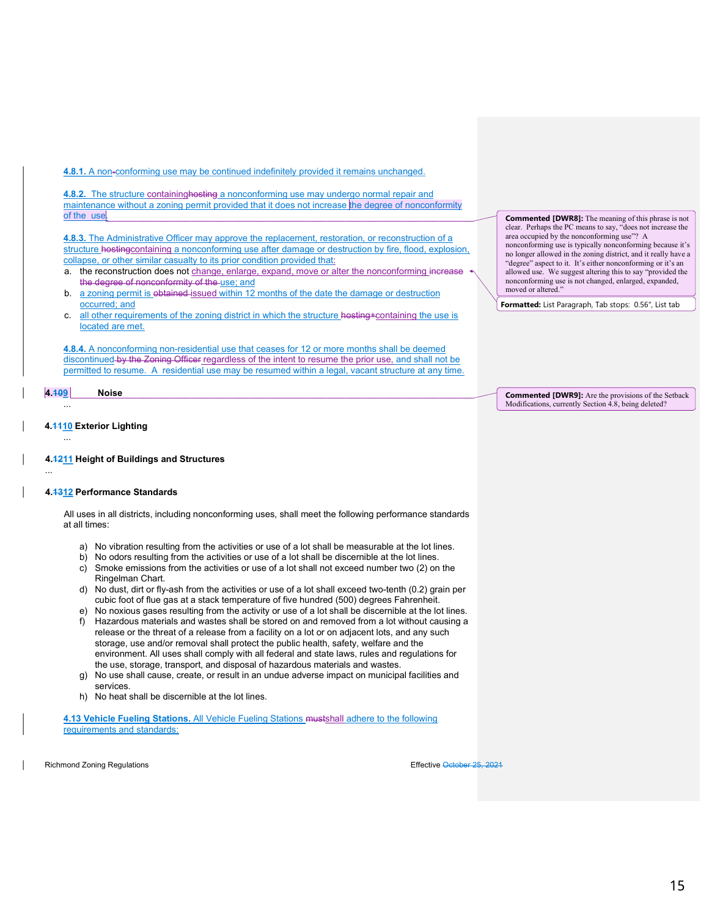**4.8.1.** A non-conforming use may be continued indefinitely provided it remains unchanged.

**4.8.2.** The structure containinghosting a nonconforming use may undergo normal repair and maintenance without a zoning permit provided that it does not increase the degree of nonconformity of the use.

**4.8.3.** The Administrative Officer may approve the replacement, restoration, or reconstruction of a structure hostingcontaining a nonconforming use after damage or destruction by fire, flood, explosion, collapse, or other similar casualty to its prior condition provided that:

a. the reconstruction does not change, enlarge, expand, move or alter the nonconforming increase the degree of nonconformity of the use; and
b. a zoning permit is obtained issued within 12 months of the date the damage or destruction occurred; and
c. all other requirements of the zoning district in which the structure hosting containing the use is located are met.

**4.8.4.** A nonconforming non-residential use that ceases for 12 or more months shall be deemed discontinued by the Zoning Officer regardless of the intent to resume the prior use, and shall not be permitted to resume. A residential use may be resumed within a legal, vacant structure at any time.

**Commented [DWR8]:** The meaning of this phrase is not clear. Perhaps the PC means to say, "does not increase the area occupied by the nonconforming use"? A nonconforming use is typically nonconforming because it's no longer allowed in the zoning district, and it really have a "degree" aspect to it. It's either nonconforming or it's an allowed use. We suggest altering this to say "provided the nonconforming use is not changed, enlarged, expanded, moved or altered."

**Formatted:** List Paragraph, Tab stops: 0.56", List tab

### 4.109 Noise

...

**Commented [DWR9]:** Are the provisions of the Setback Modifications, currently Section 4.8, being deleted?

### 4.1110 Exterior Lighting

...

### 4.1211 Height of Buildings and Structures

...

### 4.1312 Performance Standards

All uses in all districts, including nonconforming uses, shall meet the following performance standards at all times:

a) No vibration resulting from the activities or use of a lot shall be measurable at the lot lines.
b) No odors resulting from the activities or use of a lot shall be discernible at the lot lines.
c) Smoke emissions from the activities or use of a lot shall not exceed number two (2) on the Ringelman Chart.
d) No dust, dirt or fly-ash from the activities or use of a lot shall exceed two-tenth (0.2) grain per cubic foot of flue gas at a stack temperature of five hundred (500) degrees Fahrenheit.
e) No noxious gases resulting from the activity or use of a lot shall be discernible at the lot lines.
f) Hazardous materials and wastes shall be stored on and removed from a lot without causing a release or the threat of a release from a facility on a lot or on adjacent lots, and any such storage, use and/or removal shall protect the public health, safety, welfare and the environment. All uses shall comply with all federal and state laws, rules and regulations for the use, storage, transport, and disposal of hazardous materials and wastes.
g) No use shall cause, create, or result in an undue adverse impact on municipal facilities and services.
h) No heat shall be discernible at the lot lines.

**4.13 Vehicle Fueling Stations.** All Vehicle Fueling Stations mustshall adhere to the following requirements and standards: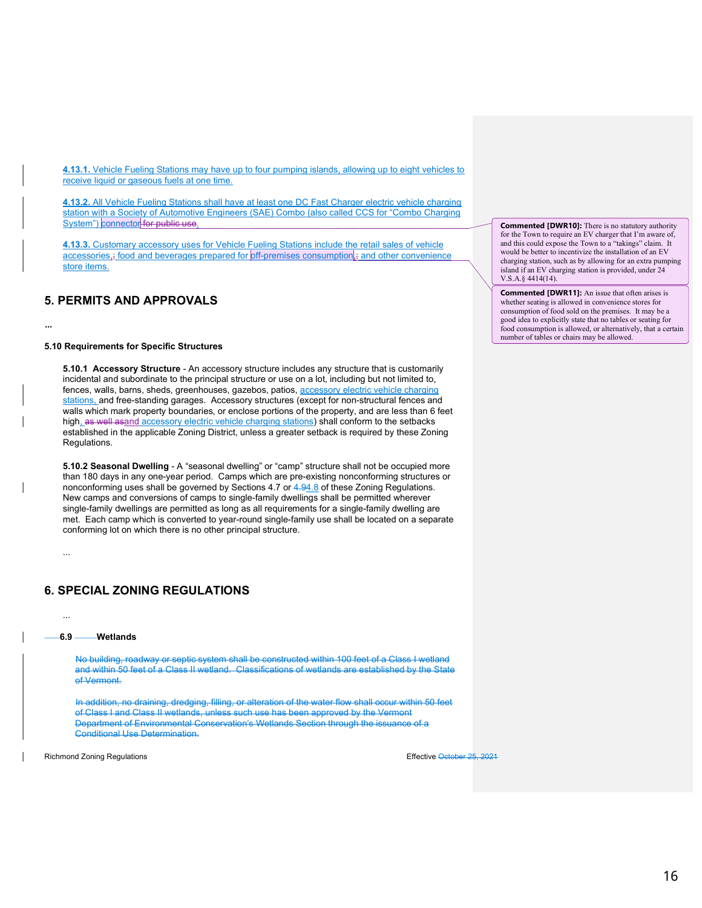**4.13.1.** Vehicle Fueling Stations may have up to four pumping islands, allowing up to eight vehicles to receive liquid or gaseous fuels at one time.

**4.13.2.** All Vehicle Fueling Stations shall have at least one DC Fast Charger electric vehicle charging station with a Society of Automotive Engineers (SAE) Combo (also called CCS for "Combo Charging System") connector ~~for public use~~.

**4.13.3.** Customary accessory uses for Vehicle Fueling Stations include the retail sales of vehicle accessories,~~;~~ food and beverages prepared for off-premises consumption,~~;~~ and other convenience store items.

> **Commented [DWR10]:** There is no statutory authority for the Town to require an EV charger that I'm aware of, and this could expose the Town to a "takings" claim. It would be better to incentivize the installation of an EV charging station, such as by allowing for an extra pumping island if an EV charging station is provided, under 24 V.S.A.§ 4414(14).

> **Commented [DWR11]:** An issue that often arises is whether seating is allowed in convenience stores for consumption of food sold on the premises. It may be a good idea to explicitly state that no tables or seating for food consumption is allowed, or alternatively, that a certain number of tables or chairs may be allowed.

## 5. PERMITS AND APPROVALS

...

### 5.10 Requirements for Specific Structures

**5.10.1 Accessory Structure** - An accessory structure includes any structure that is customarily incidental and subordinate to the principal structure or use on a lot, including but not limited to, fences, walls, barns, sheds, greenhouses, gazebos, patios, accessory electric vehicle charging stations, and free-standing garages. Accessory structures (except for non-structural fences and walls which mark property boundaries, or enclose portions of the property, and are less than 6 feet high~~, as well as~~and accessory electric vehicle charging stations) shall conform to the setbacks established in the applicable Zoning District, unless a greater setback is required by these Zoning Regulations.

**5.10.2 Seasonal Dwelling** - A "seasonal dwelling" or "camp" structure shall not be occupied more than 180 days in any one-year period. Camps which are pre-existing nonconforming structures or nonconforming uses shall be governed by Sections 4.7 or ~~4.9~~4.8 of these Zoning Regulations. New camps and conversions of camps to single-family dwellings shall be permitted wherever single-family dwellings are permitted as long as all requirements for a single-family dwelling are met. Each camp which is converted to year-round single-family use shall be located on a separate conforming lot on which there is no other principal structure.

...

## 6. SPECIAL ZONING REGULATIONS

...

**6.9 Wetlands**

~~No building, roadway or septic system shall be constructed within 100 feet of a Class I wetland and within 50 feet of a Class II wetland. Classifications of wetlands are established by the State of Vermont.~~

~~In addition, no draining, dredging, filling, or alteration of the water flow shall occur within 50 feet of Class I and Class II wetlands, unless such use has been approved by the Vermont Department of Environmental Conservation's Wetlands Section through the issuance of a Conditional Use Determination.~~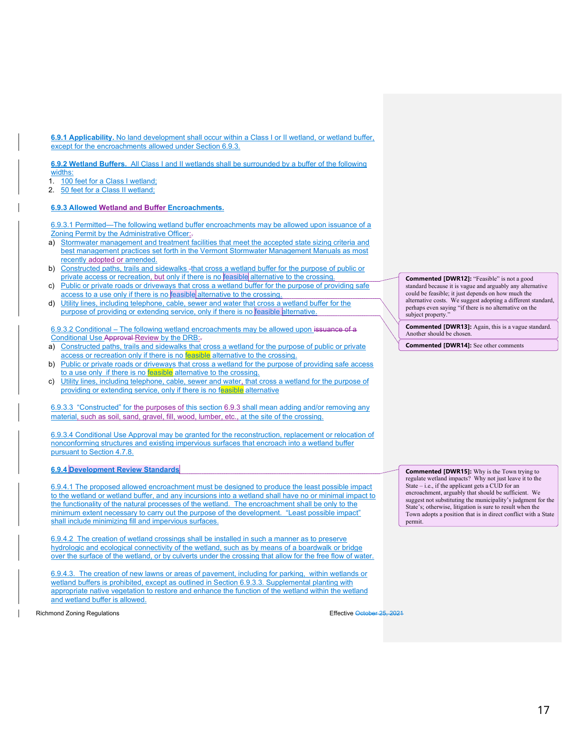**6.9.1 Applicability.** No land development shall occur within a Class I or II wetland, or wetland buffer, except for the encroachments allowed under Section 6.9.3.

**6.9.2 Wetland Buffers.** All Class I and II wetlands shall be surrounded by a buffer of the following widths:

1. 100 feet for a Class I wetland;
2. 50 feet for a Class II wetland;

**6.9.3 Allowed Wetland and Buffer Encroachments.**

6.9.3.1 Permitted—The following wetland buffer encroachments may be allowed upon issuance of a Zoning Permit by the Administrative Officer:

a) Stormwater management and treatment facilities that meet the accepted state sizing criteria and best management practices set forth in the Vermont Stormwater Management Manuals as most recently adopted or amended.
b) Constructed paths, trails and sidewalks that cross a wetland buffer for the purpose of public or private access or recreation, but only if there is no feasible alternative to the crossing.
c) Public or private roads or driveways that cross a wetland buffer for the purpose of providing safe access to a use only if there is no feasible alternative to the crossing.
d) Utility lines, including telephone, cable, sewer and water that cross a wetland buffer for the purpose of providing or extending service, only if there is no feasible alternative.

6.9.3.2 Conditional – The following wetland encroachments may be allowed upon Conditional Use Review by the DRB:

a) Constructed paths, trails and sidewalks that cross a wetland for the purpose of public or private access or recreation only if there is no feasible alternative to the crossing.
b) Public or private roads or driveways that cross a wetland for the purpose of providing safe access to a use only if there is no feasible alternative to the crossing.
c) Utility lines, including telephone, cable, sewer and water, that cross a wetland for the purpose of providing or extending service, only if there is no feasible alternative

6.9.3.3 "Constructed" for the purposes of this section 6.9.3 shall mean adding and/or removing any material, such as soil, sand, gravel, fill, wood, lumber, etc., at the site of the crossing.

6.9.3.4 Conditional Use Approval may be granted for the reconstruction, replacement or relocation of nonconforming structures and existing impervious surfaces that encroach into a wetland buffer pursuant to Section 4.7.8.

**6.9.4 Development Review Standards**

6.9.4.1 The proposed allowed encroachment must be designed to produce the least possible impact to the wetland or wetland buffer, and any incursions into a wetland shall have no or minimal impact to the functionality of the natural processes of the wetland. The encroachment shall be only to the minimum extent necessary to carry out the purpose of the development. "Least possible impact" shall include minimizing fill and impervious surfaces.

6.9.4.2 The creation of wetland crossings shall be installed in such a manner as to preserve hydrologic and ecological connectivity of the wetland, such as by means of a boardwalk or bridge over the surface of the wetland, or by culverts under the crossing that allow for the free flow of water.

6.9.4.3. The creation of new lawns or areas of pavement, including for parking, within wetlands or wetland buffers is prohibited, except as outlined in Section 6.9.3.3. Supplemental planting with appropriate native vegetation to restore and enhance the function of the wetland within the wetland and wetland buffer is allowed.

---

**Commented [DWR12]:** "Feasible" is not a good standard because it is vague and arguably any alternative could be feasible; it just depends on how much the alternative costs. We suggest adopting a different standard, perhaps even saying "if there is no alternative on the subject property."

**Commented [DWR13]:** Again, this is a vague standard. Another should be chosen.

**Commented [DWR14]:** See other comments

**Commented [DWR15]:** Why is the Town trying to regulate wetland impacts? Why not just leave it to the State – i.e., if the applicant gets a CUD for an encroachment, arguably that should be sufficient. We suggest not substituting the municipality's judgment for the State's; otherwise, litigation is sure to result when the Town adopts a position that is in direct conflict with a State permit.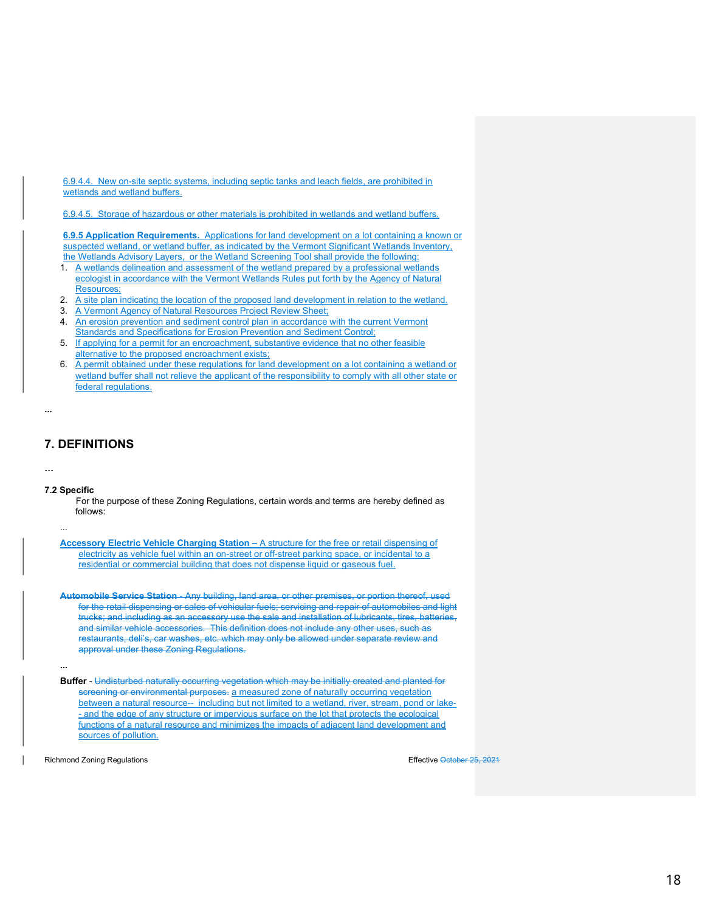6.9.4.4. New on-site septic systems, including septic tanks and leach fields, are prohibited in wetlands and wetland buffers.

6.9.4.5. Storage of hazardous or other materials is prohibited in wetlands and wetland buffers.

**6.9.5 Application Requirements.** Applications for land development on a lot containing a known or suspected wetland, or wetland buffer, as indicated by the Vermont Significant Wetlands Inventory, the Wetlands Advisory Layers, or the Wetland Screening Tool shall provide the following:

1. A wetlands delineation and assessment of the wetland prepared by a professional wetlands ecologist in accordance with the Vermont Wetlands Rules put forth by the Agency of Natural Resources;
2. A site plan indicating the location of the proposed land development in relation to the wetland.
3. A Vermont Agency of Natural Resources Project Review Sheet;
4. An erosion prevention and sediment control plan in accordance with the current Vermont Standards and Specifications for Erosion Prevention and Sediment Control;
5. If applying for a permit for an encroachment, substantive evidence that no other feasible alternative to the proposed encroachment exists;
6. A permit obtained under these regulations for land development on a lot containing a wetland or wetland buffer shall not relieve the applicant of the responsibility to comply with all other state or federal regulations.

...

## 7. DEFINITIONS

...

### 7.2 Specific

For the purpose of these Zoning Regulations, certain words and terms are hereby defined as follows:

...

**Accessory Electric Vehicle Charging Station –** A structure for the free or retail dispensing of electricity as vehicle fuel within an on-street or off-street parking space, or incidental to a residential or commercial building that does not dispense liquid or gaseous fuel.

~~**Automobile Service Station -** Any building, land area, or other premises, or portion thereof, used for the retail dispensing or sales of vehicular fuels; servicing and repair of automobiles and light trucks; and including as an accessory use the sale and installation of lubricants, tires, batteries, and similar vehicle accessories. This definition does not include any other uses, such as restaurants, deli's, car washes, etc. which may only be allowed under separate review and approval under these Zoning Regulations.~~

...

**Buffer** - ~~Undisturbed naturally occurring vegetation which may be initially created and planted for screening or environmental purposes.~~ a measured zone of naturally occurring vegetation between a natural resource-- including but not limited to a wetland, river, stream, pond or lake-- and the edge of any structure or impervious surface on the lot that protects the ecological functions of a natural resource and minimizes the impacts of adjacent land development and sources of pollution.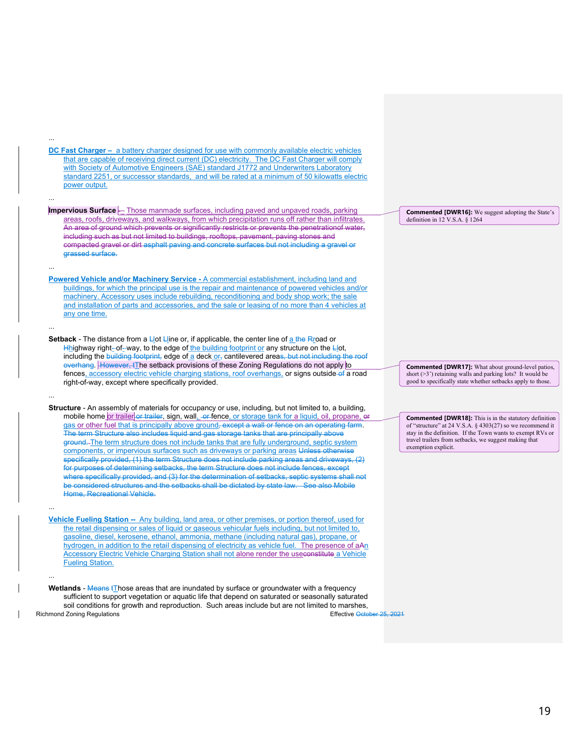...

**DC Fast Charger –** a battery charger designed for use with commonly available electric vehicles that are capable of receiving direct current (DC) electricity. The DC Fast Charger will comply with Society of Automotive Engineers (SAE) standard J1772 and Underwriters Laboratory standard 2251, or successor standards, and will be rated at a minimum of 50 kilowatts electric power output.

...

**Impervious Surface** -– Those manmade surfaces, including paved and unpaved roads, parking areas, roofs, driveways, and walkways, from which precipitation runs off rather than infiltrates. ~~An area of ground which prevents or significantly restricts or prevents the penetrationof water, including such as but not limited to buildings, rooftops, pavement, paving stones and compacted gravel or dirt asphalt paving and concrete surfaces but not including a gravel or grassed surface.~~

...

**Powered Vehicle and/or Machinery Service -** A commercial establishment, including land and buildings, for which the principal use is the repair and maintenance of powered vehicles and/or machinery. Accessory uses include rebuilding, reconditioning and body shop work; the sale and installation of parts and accessories, and the sale or leasing of no more than 4 vehicles at any one time.

...

**Setback** - The distance from a Llot Lline or, if applicable, the center line of a the Rroad or Hhighway right-of-way, to the edge of the building footprint or any structure on the Llot, including the ~~building footprint,~~ edge of a deck or, cantilevered areas~~, but not including the roof overhang~~. ~~However, t~~The setback provisions of these Zoning Regulations do not apply to fences, accessory electric vehicle charging stations, roof overhangs, or signs outside ~~of~~ a road right-of-way, except where specifically provided.

...

**Structure** - An assembly of materials for occupancy or use, including, but not limited to, a building, mobile home or trailer ~~or trailer~~, sign, wall, ~~or~~ fence, or storage tank for a liquid, oil, propane, ~~or~~ gas or other fuel that is principally above ground~~, except a wall or fence on an operating farm~~. ~~The term Structure also includes liquid and gas storage tanks that are principally above ground.~~ The term structure does not include tanks that are fully underground, septic system components, or impervious surfaces such as driveways or parking areas ~~Unless otherwise specifically provided, (1) the term Structure does not include parking areas and driveways, (2) for purposes of determining setbacks, the term Structure does not include fences, except where specifically provided, and (3) for the determination of setbacks, septic systems shall not be considered structures and the setbacks shall be dictated by state law. See also Mobile Home, Recreational Vehicle.~~

...

**Vehicle Fueling Station --** Any building, land area, or other premises, or portion thereof, used for the retail dispensing or sales of liquid or gaseous vehicular fuels including, but not limited to, gasoline, diesel, kerosene, ethanol, ammonia, methane (including natural gas), propane, or hydrogen, in addition to the retail dispensing of electricity as vehicle fuel. The presence of aAn Accessory Electric Vehicle Charging Station shall not alone render the use~~constitute~~ a Vehicle Fueling Station.

...

**Wetlands** - ~~Means~~ tThose areas that are inundated by surface or groundwater with a frequency sufficient to support vegetation or aquatic life that depend on saturated or seasonally saturated soil conditions for growth and reproduction. Such areas include but are not limited to marshes,

> **Commented [DWR16]:** We suggest adopting the State's definition in 12 V.S.A. § 1264

> **Commented [DWR17]:** What about ground-level patios, short (>3') retaining walls and parking lots? It would be good to specifically state whether setbacks apply to those.

> **Commented [DWR18]:** This is in the statutory definition of "structure" at 24 V.S.A. § 4303(27) so we recommend it stay in the definition. If the Town wants to exempt RVs or travel trailers from setbacks, we suggest making that exemption explicit.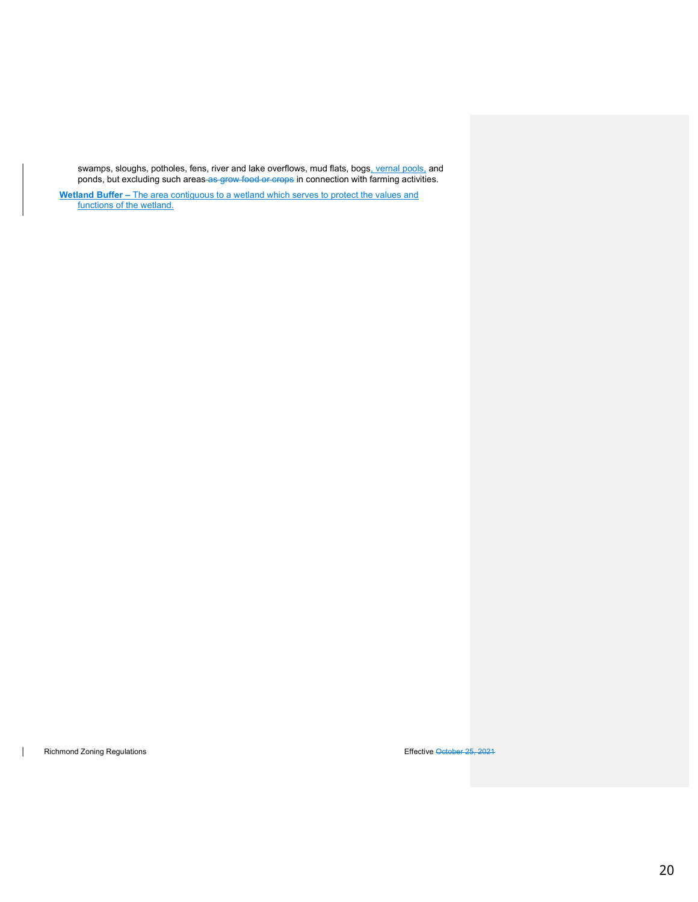swamps, sloughs, potholes, fens, river and lake overflows, mud flats, bogs, vernal pools, and ponds, but excluding such areas ~~as grow food or crops~~ in connection with farming activities.

**Wetland Buffer –** The area contiguous to a wetland which serves to protect the values and functions of the wetland.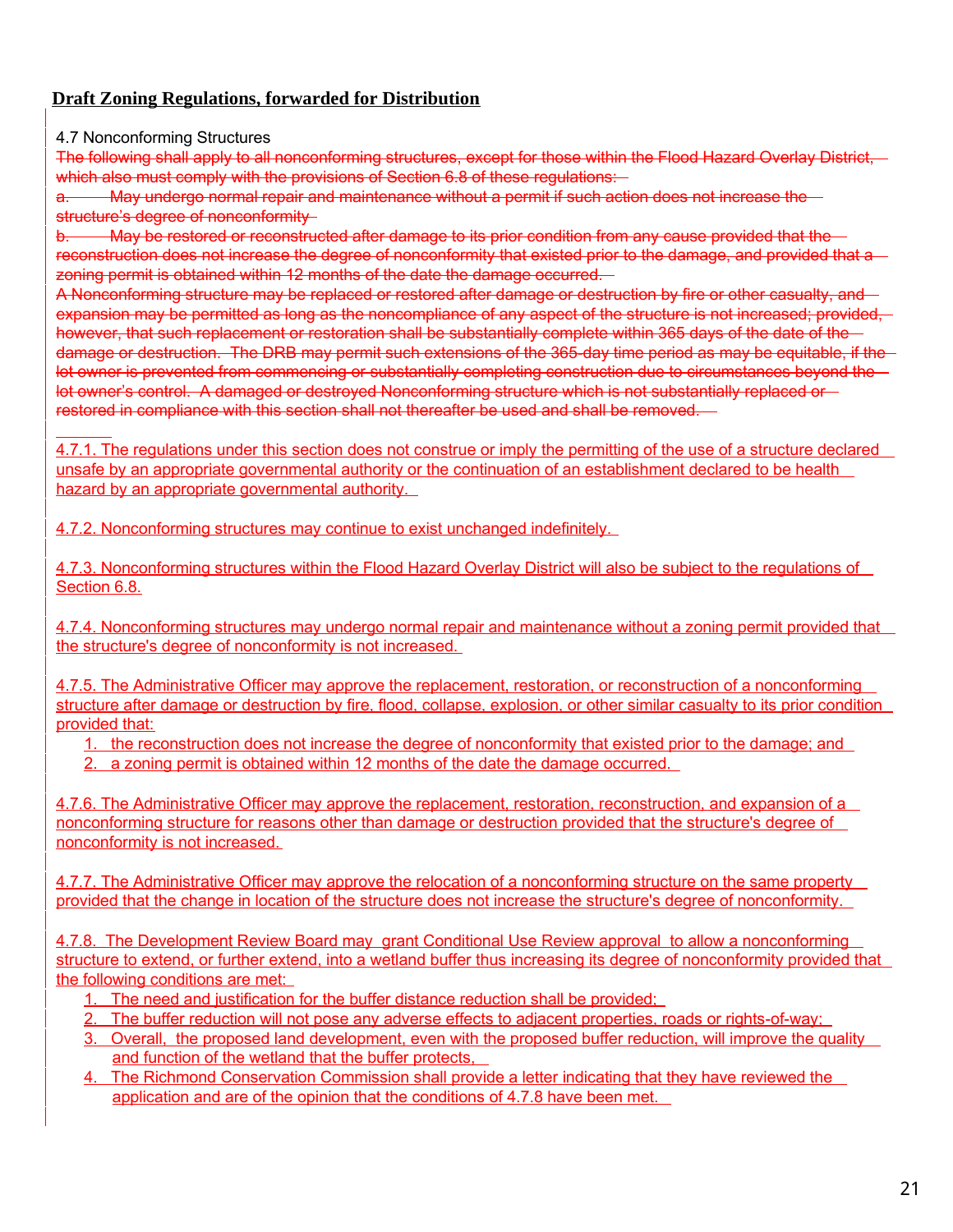**Draft Zoning Regulations, forwarded for Distribution**

4.7 Nonconforming Structures

~~The following shall apply to all nonconforming structures, except for those within the Flood Hazard Overlay District, which also must comply with the provisions of Section 6.8 of these regulations:~~

~~a. May undergo normal repair and maintenance without a permit if such action does not increase the structure's degree of nonconformity~~

~~b. May be restored or reconstructed after damage to its prior condition from any cause provided that the reconstruction does not increase the degree of nonconformity that existed prior to the damage, and provided that a zoning permit is obtained within 12 months of the date the damage occurred.~~

~~A Nonconforming structure may be replaced or restored after damage or destruction by fire or other casualty, and expansion may be permitted as long as the noncompliance of any aspect of the structure is not increased; provided, however, that such replacement or restoration shall be substantially complete within 365 days of the date of the damage or destruction. The DRB may permit such extensions of the 365-day time period as may be equitable, if the lot owner is prevented from commencing or substantially completing construction due to circumstances beyond the lot owner's control. A damaged or destroyed Nonconforming structure which is not substantially replaced or restored in compliance with this section shall not thereafter be used and shall be removed.~~

4.7.1. The regulations under this section does not construe or imply the permitting of the use of a structure declared unsafe by an appropriate governmental authority or the continuation of an establishment declared to be health hazard by an appropriate governmental authority.

4.7.2. Nonconforming structures may continue to exist unchanged indefinitely.

4.7.3. Nonconforming structures within the Flood Hazard Overlay District will also be subject to the regulations of Section 6.8.

4.7.4. Nonconforming structures may undergo normal repair and maintenance without a zoning permit provided that the structure's degree of nonconformity is not increased.

4.7.5. The Administrative Officer may approve the replacement, restoration, or reconstruction of a nonconforming structure after damage or destruction by fire, flood, collapse, explosion, or other similar casualty to its prior condition provided that:

1. the reconstruction does not increase the degree of nonconformity that existed prior to the damage; and
2. a zoning permit is obtained within 12 months of the date the damage occurred.

4.7.6. The Administrative Officer may approve the replacement, restoration, reconstruction, and expansion of a nonconforming structure for reasons other than damage or destruction provided that the structure's degree of nonconformity is not increased.

4.7.7. The Administrative Officer may approve the relocation of a nonconforming structure on the same property provided that the change in location of the structure does not increase the structure's degree of nonconformity.

4.7.8. The Development Review Board may grant Conditional Use Review approval to allow a nonconforming structure to extend, or further extend, into a wetland buffer thus increasing its degree of nonconformity provided that the following conditions are met:

1. The need and justification for the buffer distance reduction shall be provided;
2. The buffer reduction will not pose any adverse effects to adjacent properties, roads or rights-of-way;
3. Overall, the proposed land development, even with the proposed buffer reduction, will improve the quality and function of the wetland that the buffer protects,
4. The Richmond Conservation Commission shall provide a letter indicating that they have reviewed the application and are of the opinion that the conditions of 4.7.8 have been met.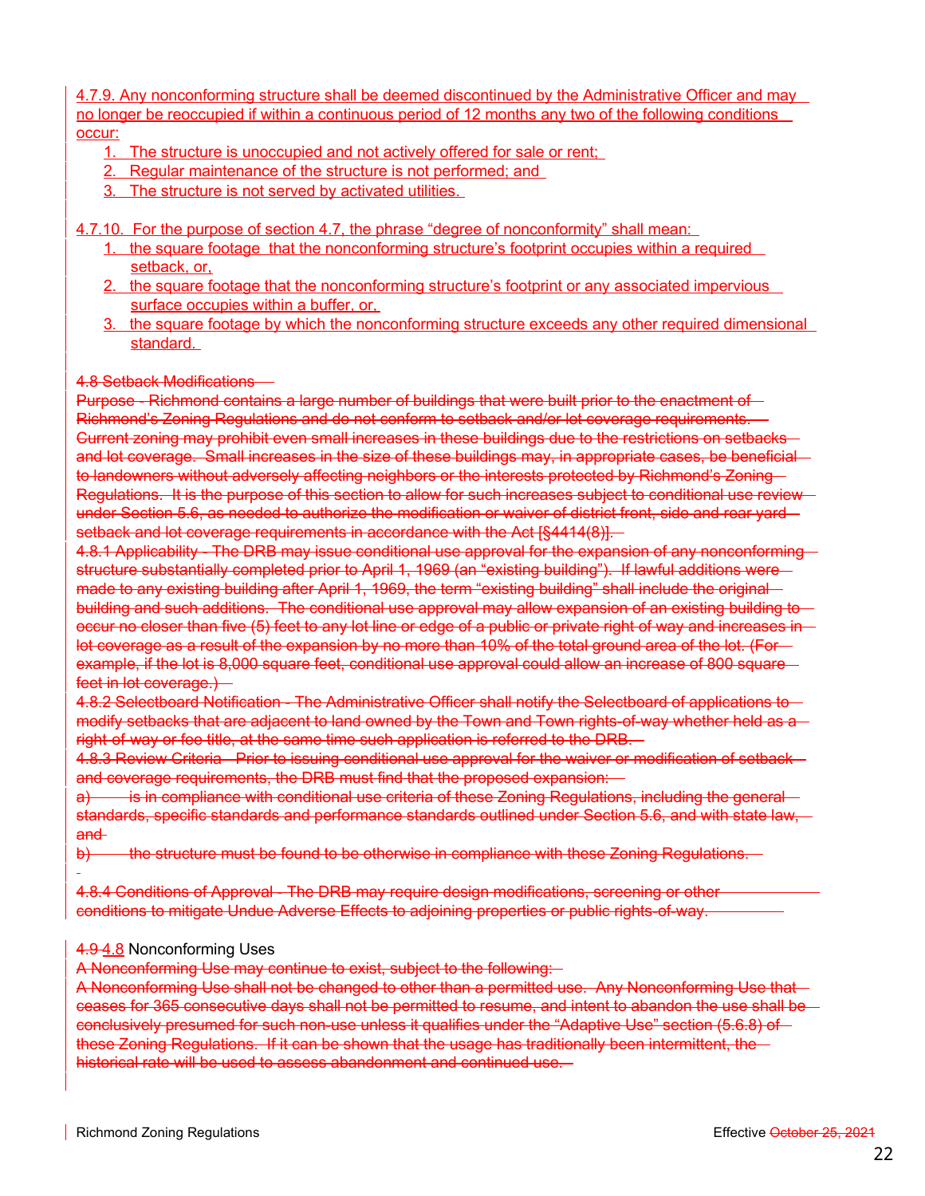4.7.9. Any nonconforming structure shall be deemed discontinued by the Administrative Officer and may no longer be reoccupied if within a continuous period of 12 months any two of the following conditions occur:

1. The structure is unoccupied and not actively offered for sale or rent;
2. Regular maintenance of the structure is not performed; and
3. The structure is not served by activated utilities.

4.7.10. For the purpose of section 4.7, the phrase "degree of nonconformity" shall mean:

1. the square footage that the nonconforming structure's footprint occupies within a required setback, or,
2. the square footage that the nonconforming structure's footprint or any associated impervious surface occupies within a buffer, or,
3. the square footage by which the nonconforming structure exceeds any other required dimensional standard.

~~4.8 Setback Modifications~~

~~Purpose - Richmond contains a large number of buildings that were built prior to the enactment of Richmond's Zoning Regulations and do not conform to setback and/or lot coverage requirements. Current zoning may prohibit even small increases in these buildings due to the restrictions on setbacks and lot coverage. Small increases in the size of these buildings may, in appropriate cases, be beneficial to landowners without adversely affecting neighbors or the interests protected by Richmond's Zoning Regulations. It is the purpose of this section to allow for such increases subject to conditional use review under Section 5.6, as needed to authorize the modification or waiver of district front, side and rear yard setback and lot coverage requirements in accordance with the Act [§4414(8)].~~

~~4.8.1 Applicability - The DRB may issue conditional use approval for the expansion of any nonconforming structure substantially completed prior to April 1, 1969 (an "existing building"). If lawful additions were made to any existing building after April 1, 1969, the term "existing building" shall include the original building and such additions. The conditional use approval may allow expansion of an existing building to occur no closer than five (5) feet to any lot line or edge of a public or private right of way and increases in lot coverage as a result of the expansion by no more than 10% of the total ground area of the lot. (For example, if the lot is 8,000 square feet, conditional use approval could allow an increase of 800 square feet in lot coverage.)~~

~~4.8.2 Selectboard Notification - The Administrative Officer shall notify the Selectboard of applications to modify setbacks that are adjacent to land owned by the Town and Town rights-of-way whether held as a right-of-way or fee title, at the same time such application is referred to the DRB.~~

~~4.8.3 Review Criteria - Prior to issuing conditional use approval for the waiver or modification of setback and coverage requirements, the DRB must find that the proposed expansion:~~

~~a) is in compliance with conditional use criteria of these Zoning Regulations, including the general standards, specific standards and performance standards outlined under Section 5.6, and with state law, and~~

~~b) the structure must be found to be otherwise in compliance with these Zoning Regulations.~~

~~4.8.4 Conditions of Approval - The DRB may require design modifications, screening or other conditions to mitigate Undue Adverse Effects to adjoining properties or public rights-of-way.~~

~~4.9~~ 4.8 Nonconforming Uses

~~A Nonconforming Use may continue to exist, subject to the following:~~

~~A Nonconforming Use shall not be changed to other than a permitted use. Any Nonconforming Use that ceases for 365 consecutive days shall not be permitted to resume, and intent to abandon the use shall be conclusively presumed for such non-use unless it qualifies under the "Adaptive Use" section (5.6.8) of these Zoning Regulations. If it can be shown that the usage has traditionally been intermittent, the historical rate will be used to assess abandonment and continued use.~~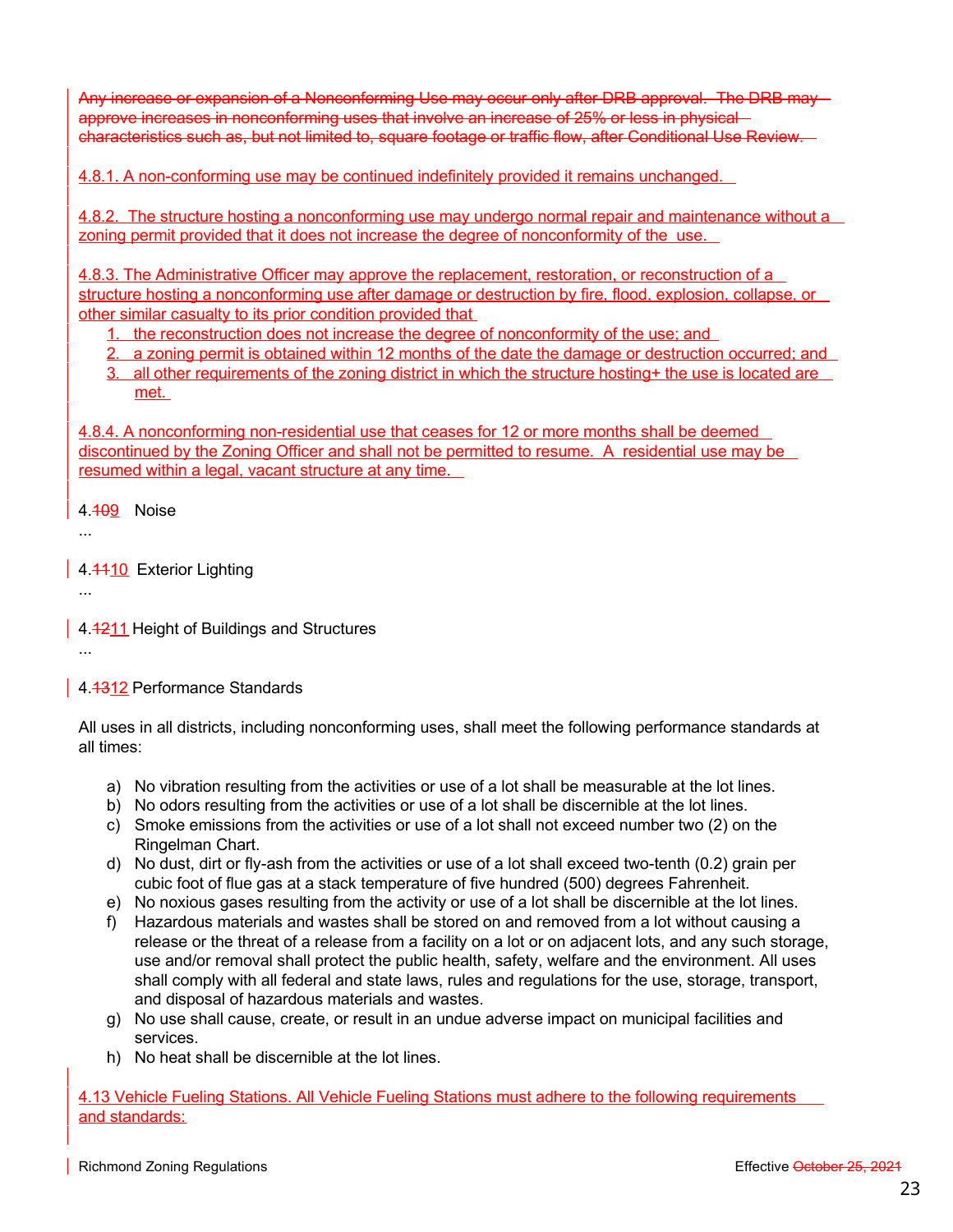~~Any increase or expansion of a Nonconforming Use may occur only after DRB approval. The DRB may approve increases in nonconforming uses that involve an increase of 25% or less in physical characteristics such as, but not limited to, square footage or traffic flow, after Conditional Use Review.~~

4.8.1. A non-conforming use may be continued indefinitely provided it remains unchanged.

4.8.2. The structure hosting a nonconforming use may undergo normal repair and maintenance without a zoning permit provided that it does not increase the degree of nonconformity of the use.

4.8.3. The Administrative Officer may approve the replacement, restoration, or reconstruction of a structure hosting a nonconforming use after damage or destruction by fire, flood, explosion, collapse, or other similar casualty to its prior condition provided that

1. the reconstruction does not increase the degree of nonconformity of the use; and
2. a zoning permit is obtained within 12 months of the date the damage or destruction occurred; and
3. all other requirements of the zoning district in which the structure hosting+ the use is located are met.

4.8.4. A nonconforming non-residential use that ceases for 12 or more months shall be deemed discontinued by the Zoning Officer and shall not be permitted to resume. A residential use may be resumed within a legal, vacant structure at any time.

4.~~10~~9 Noise

...

4.~~11~~10 Exterior Lighting

...

4.~~12~~11 Height of Buildings and Structures

...

4.~~13~~12 Performance Standards

All uses in all districts, including nonconforming uses, shall meet the following performance standards at all times:

a) No vibration resulting from the activities or use of a lot shall be measurable at the lot lines.
b) No odors resulting from the activities or use of a lot shall be discernible at the lot lines.
c) Smoke emissions from the activities or use of a lot shall not exceed number two (2) on the Ringelman Chart.
d) No dust, dirt or fly-ash from the activities or use of a lot shall exceed two-tenth (0.2) grain per cubic foot of flue gas at a stack temperature of five hundred (500) degrees Fahrenheit.
e) No noxious gases resulting from the activity or use of a lot shall be discernible at the lot lines.
f) Hazardous materials and wastes shall be stored on and removed from a lot without causing a release or the threat of a release from a facility on a lot or on adjacent lots, and any such storage, use and/or removal shall protect the public health, safety, welfare and the environment. All uses shall comply with all federal and state laws, rules and regulations for the use, storage, transport, and disposal of hazardous materials and wastes.
g) No use shall cause, create, or result in an undue adverse impact on municipal facilities and services.
h) No heat shall be discernible at the lot lines.

4.13 Vehicle Fueling Stations. All Vehicle Fueling Stations must adhere to the following requirements and standards: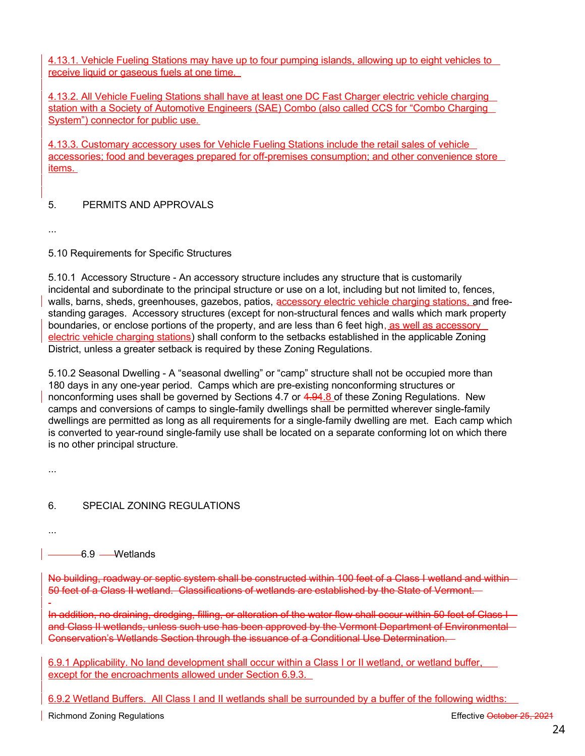4.13.1. Vehicle Fueling Stations may have up to four pumping islands, allowing up to eight vehicles to receive liquid or gaseous fuels at one time.

4.13.2. All Vehicle Fueling Stations shall have at least one DC Fast Charger electric vehicle charging station with a Society of Automotive Engineers (SAE) Combo (also called CCS for "Combo Charging System") connector for public use.

4.13.3. Customary accessory uses for Vehicle Fueling Stations include the retail sales of vehicle accessories; food and beverages prepared for off-premises consumption; and other convenience store items.

## 5. PERMITS AND APPROVALS

...

### 5.10 Requirements for Specific Structures

5.10.1 Accessory Structure - An accessory structure includes any structure that is customarily incidental and subordinate to the principal structure or use on a lot, including but not limited to, fences, walls, barns, sheds, greenhouses, gazebos, patios, accessory electric vehicle charging stations, and free-standing garages. Accessory structures (except for non-structural fences and walls which mark property boundaries, or enclose portions of the property, and are less than 6 feet high, as well as accessory electric vehicle charging stations) shall conform to the setbacks established in the applicable Zoning District, unless a greater setback is required by these Zoning Regulations.

5.10.2 Seasonal Dwelling - A "seasonal dwelling" or "camp" structure shall not be occupied more than 180 days in any one-year period. Camps which are pre-existing nonconforming structures or nonconforming uses shall be governed by Sections 4.7 or ~~4.9~~4.8 of these Zoning Regulations. New camps and conversions of camps to single-family dwellings shall be permitted wherever single-family dwellings are permitted as long as all requirements for a single-family dwelling are met. Each camp which is converted to year-round single-family use shall be located on a separate conforming lot on which there is no other principal structure.

...

## 6. SPECIAL ZONING REGULATIONS

...

### 6.9 Wetlands

~~No building, roadway or septic system shall be constructed within 100 feet of a Class I wetland and within 50 feet of a Class II wetland. Classifications of wetlands are established by the State of Vermont.~~

~~In addition, no draining, dredging, filling, or alteration of the water flow shall occur within 50 feet of Class I and Class II wetlands, unless such use has been approved by the Vermont Department of Environmental Conservation's Wetlands Section through the issuance of a Conditional Use Determination.~~

6.9.1 Applicability. No land development shall occur within a Class I or II wetland, or wetland buffer, except for the encroachments allowed under Section 6.9.3.

6.9.2 Wetland Buffers. All Class I and II wetlands shall be surrounded by a buffer of the following widths: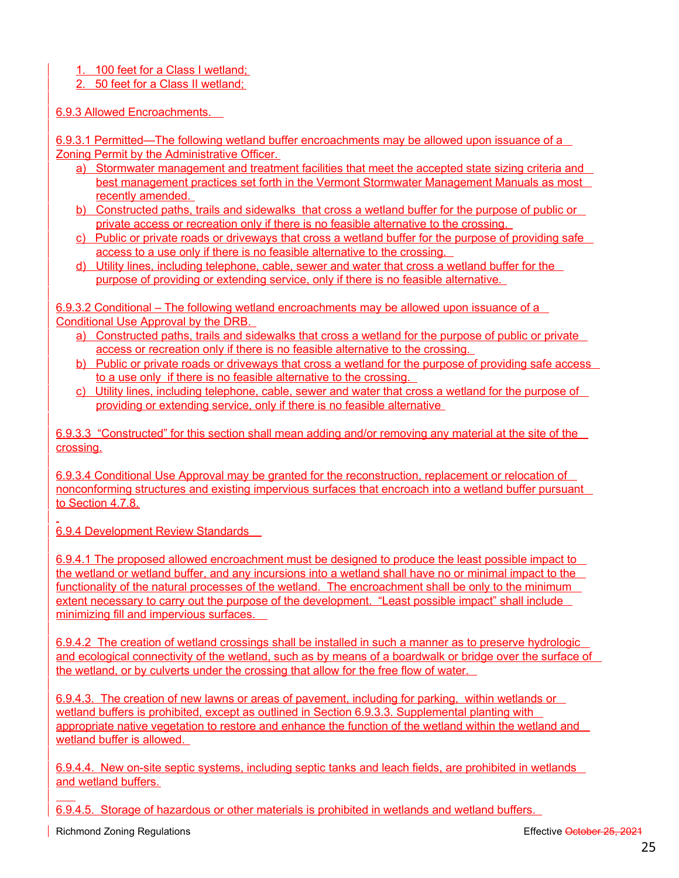1. 100 feet for a Class I wetland;
2. 50 feet for a Class II wetland;

6.9.3 Allowed Encroachments.

6.9.3.1 Permitted—The following wetland buffer encroachments may be allowed upon issuance of a Zoning Permit by the Administrative Officer.

a) Stormwater management and treatment facilities that meet the accepted state sizing criteria and best management practices set forth in the Vermont Stormwater Management Manuals as most recently amended.
b) Constructed paths, trails and sidewalks that cross a wetland buffer for the purpose of public or private access or recreation only if there is no feasible alternative to the crossing.
c) Public or private roads or driveways that cross a wetland buffer for the purpose of providing safe access to a use only if there is no feasible alternative to the crossing.
d) Utility lines, including telephone, cable, sewer and water that cross a wetland buffer for the purpose of providing or extending service, only if there is no feasible alternative.

6.9.3.2 Conditional – The following wetland encroachments may be allowed upon issuance of a Conditional Use Approval by the DRB.

a) Constructed paths, trails and sidewalks that cross a wetland for the purpose of public or private access or recreation only if there is no feasible alternative to the crossing.
b) Public or private roads or driveways that cross a wetland for the purpose of providing safe access to a use only if there is no feasible alternative to the crossing.
c) Utility lines, including telephone, cable, sewer and water that cross a wetland for the purpose of providing or extending service, only if there is no feasible alternative

6.9.3.3 "Constructed" for this section shall mean adding and/or removing any material at the site of the crossing.

6.9.3.4 Conditional Use Approval may be granted for the reconstruction, replacement or relocation of nonconforming structures and existing impervious surfaces that encroach into a wetland buffer pursuant to Section 4.7.8.

6.9.4 Development Review Standards

6.9.4.1 The proposed allowed encroachment must be designed to produce the least possible impact to the wetland or wetland buffer, and any incursions into a wetland shall have no or minimal impact to the functionality of the natural processes of the wetland. The encroachment shall be only to the minimum extent necessary to carry out the purpose of the development. "Least possible impact" shall include minimizing fill and impervious surfaces.

6.9.4.2 The creation of wetland crossings shall be installed in such a manner as to preserve hydrologic and ecological connectivity of the wetland, such as by means of a boardwalk or bridge over the surface of the wetland, or by culverts under the crossing that allow for the free flow of water.

6.9.4.3. The creation of new lawns or areas of pavement, including for parking, within wetlands or wetland buffers is prohibited, except as outlined in Section 6.9.3.3. Supplemental planting with appropriate native vegetation to restore and enhance the function of the wetland within the wetland and wetland buffer is allowed.

6.9.4.4. New on-site septic systems, including septic tanks and leach fields, are prohibited in wetlands and wetland buffers.

6.9.4.5. Storage of hazardous or other materials is prohibited in wetlands and wetland buffers.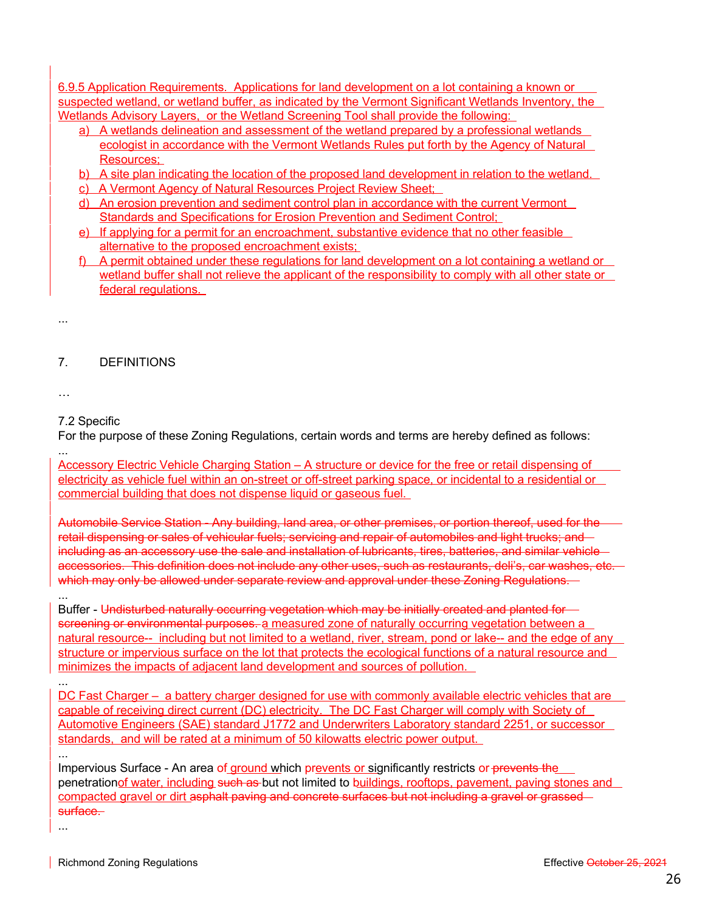6.9.5 Application Requirements. Applications for land development on a lot containing a known or suspected wetland, or wetland buffer, as indicated by the Vermont Significant Wetlands Inventory, the Wetlands Advisory Layers, or the Wetland Screening Tool shall provide the following:

a) A wetlands delineation and assessment of the wetland prepared by a professional wetlands ecologist in accordance with the Vermont Wetlands Rules put forth by the Agency of Natural Resources;
b) A site plan indicating the location of the proposed land development in relation to the wetland.
c) A Vermont Agency of Natural Resources Project Review Sheet;
d) An erosion prevention and sediment control plan in accordance with the current Vermont Standards and Specifications for Erosion Prevention and Sediment Control;
e) If applying for a permit for an encroachment, substantive evidence that no other feasible alternative to the proposed encroachment exists;
f) A permit obtained under these regulations for land development on a lot containing a wetland or wetland buffer shall not relieve the applicant of the responsibility to comply with all other state or federal regulations.

...

## 7. DEFINITIONS

…

### 7.2 Specific

For the purpose of these Zoning Regulations, certain words and terms are hereby defined as follows:

...

Accessory Electric Vehicle Charging Station – A structure or device for the free or retail dispensing of electricity as vehicle fuel within an on-street or off-street parking space, or incidental to a residential or commercial building that does not dispense liquid or gaseous fuel.

~~Automobile Service Station - Any building, land area, or other premises, or portion thereof, used for the retail dispensing or sales of vehicular fuels; servicing and repair of automobiles and light trucks; and including as an accessory use the sale and installation of lubricants, tires, batteries, and similar vehicle accessories. This definition does not include any other uses, such as restaurants, deli's, car washes, etc. which may only be allowed under separate review and approval under these Zoning Regulations.~~

...

Buffer - ~~Undisturbed naturally occurring vegetation which may be initially created and planted for screening or environmental purposes.~~ a measured zone of naturally occurring vegetation between a natural resource-- including but not limited to a wetland, river, stream, pond or lake-- and the edge of any structure or impervious surface on the lot that protects the ecological functions of a natural resource and minimizes the impacts of adjacent land development and sources of pollution.

...

DC Fast Charger – a battery charger designed for use with commonly available electric vehicles that are capable of receiving direct current (DC) electricity. The DC Fast Charger will comply with Society of Automotive Engineers (SAE) standard J1772 and Underwriters Laboratory standard 2251, or successor standards, and will be rated at a minimum of 50 kilowatts electric power output.

...

Impervious Surface - An area of ground which prevents or significantly restricts or ~~prevents the~~ penetration of water, including ~~such as~~ but not limited to buildings, rooftops, pavement, paving stones and compacted gravel or dirt ~~asphalt paving and concrete surfaces but not including a gravel or grassed surface.~~

...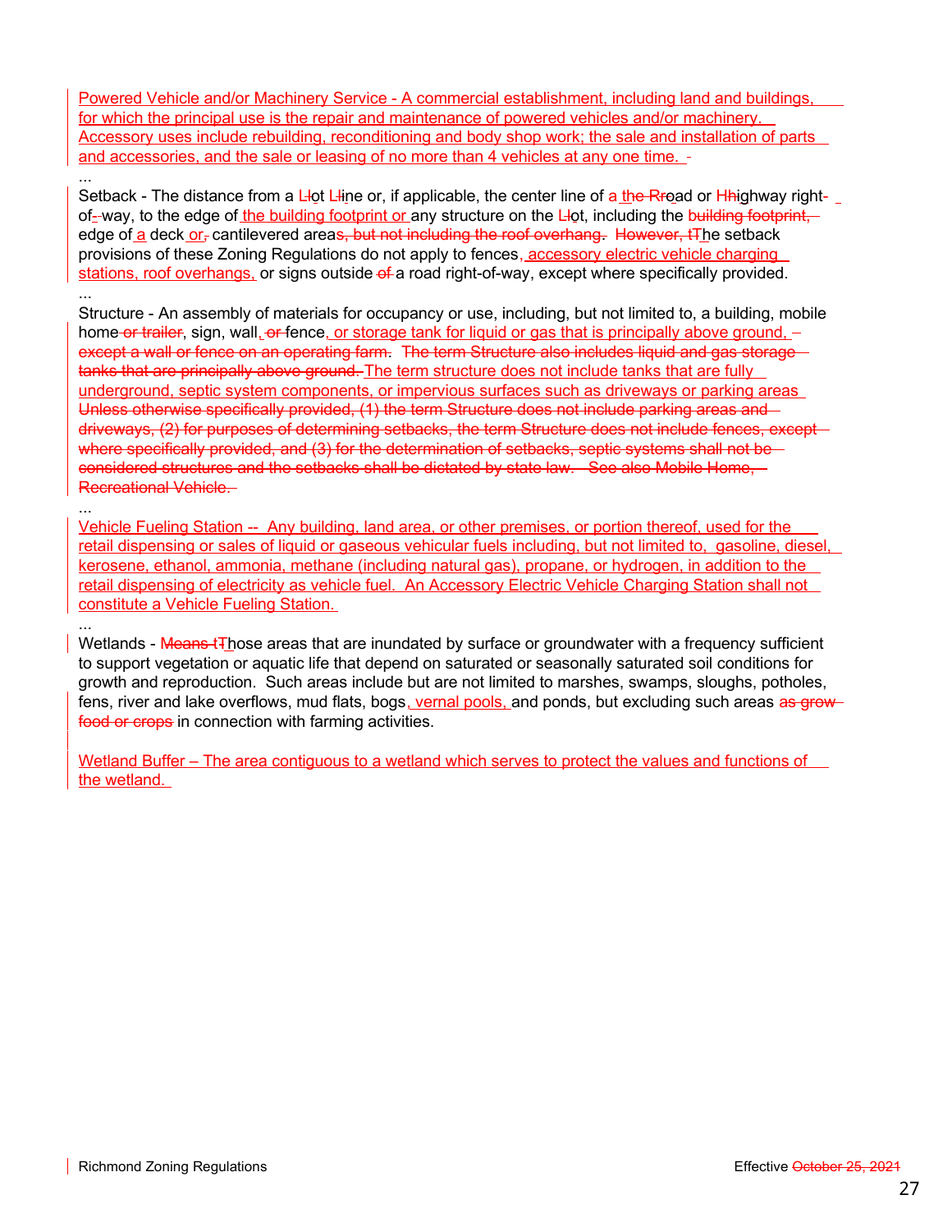Powered Vehicle and/or Machinery Service - A commercial establishment, including land and buildings, for which the principal use is the repair and maintenance of powered vehicles and/or machinery. Accessory uses include rebuilding, reconditioning and body shop work; the sale and installation of parts and accessories, and the sale or leasing of no more than 4 vehicles at any one time.

...

Setback - The distance from a ~~L~~lot ~~L~~line or, if applicable, the center line of a ~~the R~~road or ~~H~~highway right-of-way, to the edge of the building footprint or any structure on the ~~L~~lot, including the ~~building footprint,~~ edge of a deck or~~,~~ cantilevered area~~s, but not including the roof overhang~~. ~~However, t~~The setback provisions of these Zoning Regulations do not apply to fences, accessory electric vehicle charging stations, roof overhangs, or signs outside ~~of~~ a road right-of-way, except where specifically provided.

...

Structure - An assembly of materials for occupancy or use, including, but not limited to, a building, mobile home ~~or trailer~~, sign, wall, ~~or~~ fence, or storage tank for liquid or gas that is principally above ground, ~~– except a wall or fence on an operating farm~~. ~~The term Structure also includes liquid and gas storage tanks that are principally above ground.~~ The term structure does not include tanks that are fully underground, septic system components, or impervious surfaces such as driveways or parking areas ~~Unless otherwise specifically provided, (1) the term Structure does not include parking areas and driveways, (2) for purposes of determining setbacks, the term Structure does not include fences, except where specifically provided, and (3) for the determination of setbacks, septic systems shall not be considered structures and the setbacks shall be dictated by state law. See also Mobile Home, Recreational Vehicle.~~

...

Vehicle Fueling Station -- Any building, land area, or other premises, or portion thereof, used for the retail dispensing or sales of liquid or gaseous vehicular fuels including, but not limited to, gasoline, diesel, kerosene, ethanol, ammonia, methane (including natural gas), propane, or hydrogen, in addition to the retail dispensing of electricity as vehicle fuel. An Accessory Electric Vehicle Charging Station shall not constitute a Vehicle Fueling Station.

...

Wetlands - ~~Means t~~Those areas that are inundated by surface or groundwater with a frequency sufficient to support vegetation or aquatic life that depend on saturated or seasonally saturated soil conditions for growth and reproduction. Such areas include but are not limited to marshes, swamps, sloughs, potholes, fens, river and lake overflows, mud flats, bogs, vernal pools, and ponds, but excluding such areas ~~as grow food or crops~~ in connection with farming activities.

Wetland Buffer – The area contiguous to a wetland which serves to protect the values and functions of the wetland.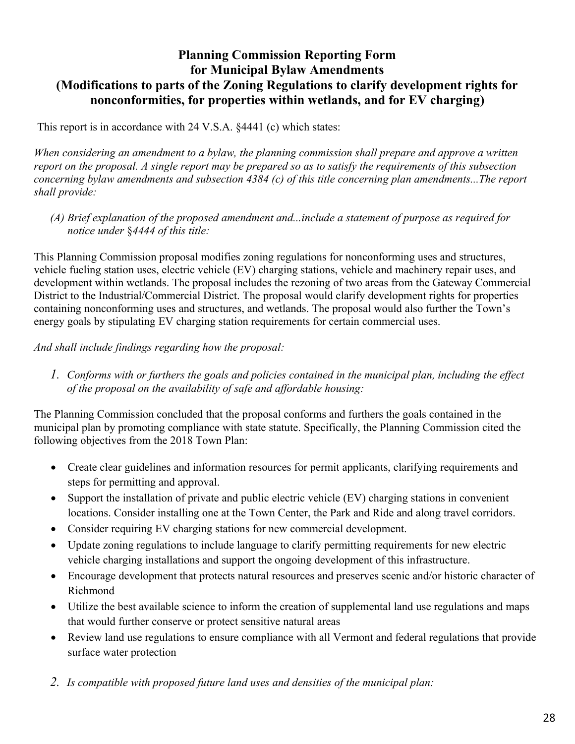# Planning Commission Reporting Form for Municipal Bylaw Amendments (Modifications to parts of the Zoning Regulations to clarify development rights for nonconformities, for properties within wetlands, and for EV charging)

This report is in accordance with 24 V.S.A. §4441 (c) which states:

*When considering an amendment to a bylaw, the planning commission shall prepare and approve a written report on the proposal. A single report may be prepared so as to satisfy the requirements of this subsection concerning bylaw amendments and subsection 4384 (c) of this title concerning plan amendments...The report shall provide:*

*(A) Brief explanation of the proposed amendment and...include a statement of purpose as required for notice under §4444 of this title:*

This Planning Commission proposal modifies zoning regulations for nonconforming uses and structures, vehicle fueling station uses, electric vehicle (EV) charging stations, vehicle and machinery repair uses, and development within wetlands. The proposal includes the rezoning of two areas from the Gateway Commercial District to the Industrial/Commercial District. The proposal would clarify development rights for properties containing nonconforming uses and structures, and wetlands. The proposal would also further the Town's energy goals by stipulating EV charging station requirements for certain commercial uses.

*And shall include findings regarding how the proposal:*

1. *Conforms with or furthers the goals and policies contained in the municipal plan, including the effect of the proposal on the availability of safe and affordable housing:*

The Planning Commission concluded that the proposal conforms and furthers the goals contained in the municipal plan by promoting compliance with state statute. Specifically, the Planning Commission cited the following objectives from the 2018 Town Plan:

- Create clear guidelines and information resources for permit applicants, clarifying requirements and steps for permitting and approval.
- Support the installation of private and public electric vehicle (EV) charging stations in convenient locations. Consider installing one at the Town Center, the Park and Ride and along travel corridors.
- Consider requiring EV charging stations for new commercial development.
- Update zoning regulations to include language to clarify permitting requirements for new electric vehicle charging installations and support the ongoing development of this infrastructure.
- Encourage development that protects natural resources and preserves scenic and/or historic character of Richmond
- Utilize the best available science to inform the creation of supplemental land use regulations and maps that would further conserve or protect sensitive natural areas
- Review land use regulations to ensure compliance with all Vermont and federal regulations that provide surface water protection

2. *Is compatible with proposed future land uses and densities of the municipal plan:*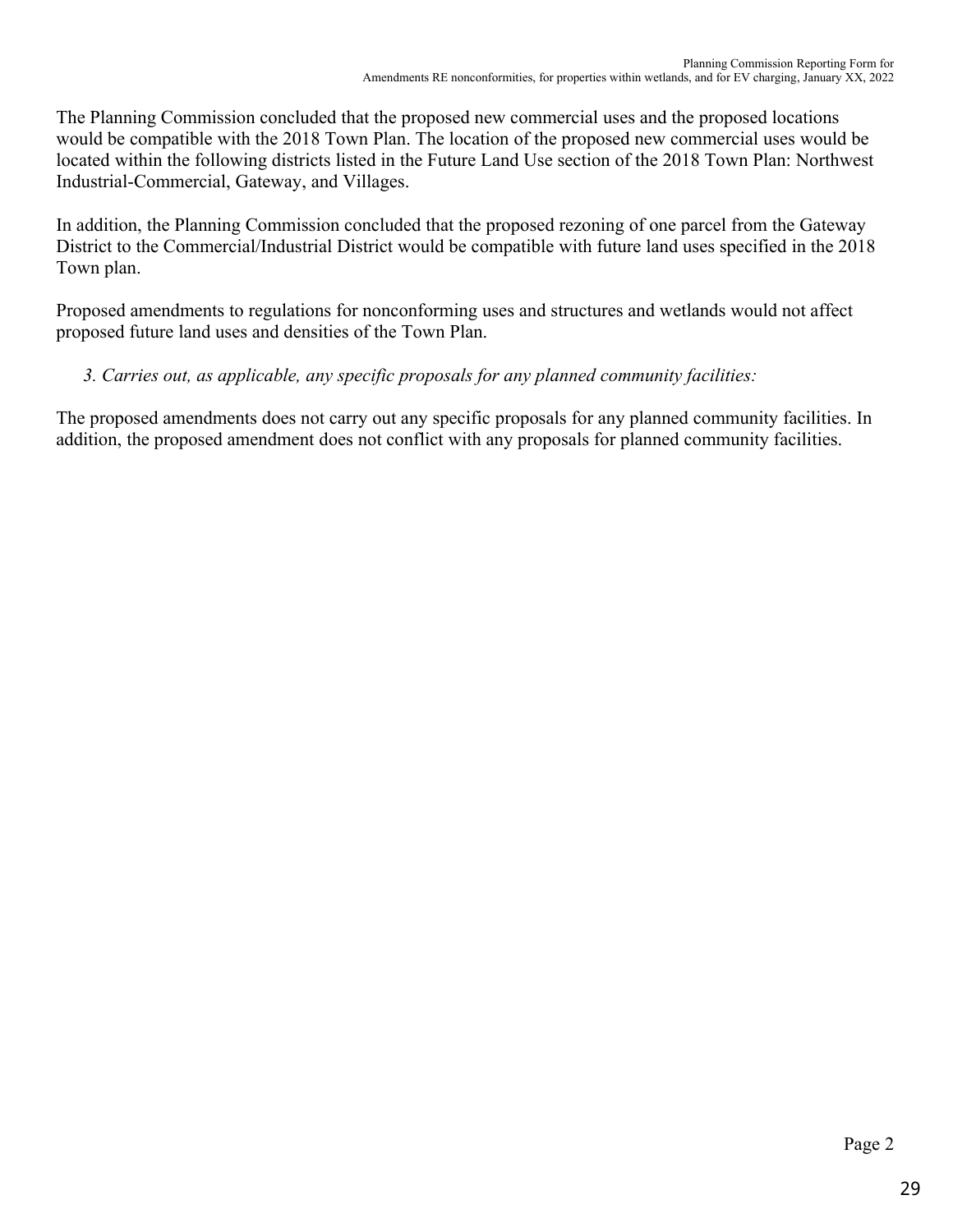The Planning Commission concluded that the proposed new commercial uses and the proposed locations would be compatible with the 2018 Town Plan. The location of the proposed new commercial uses would be located within the following districts listed in the Future Land Use section of the 2018 Town Plan: Northwest Industrial-Commercial, Gateway, and Villages.

In addition, the Planning Commission concluded that the proposed rezoning of one parcel from the Gateway District to the Commercial/Industrial District would be compatible with future land uses specified in the 2018 Town plan.

Proposed amendments to regulations for nonconforming uses and structures and wetlands would not affect proposed future land uses and densities of the Town Plan.

*3. Carries out, as applicable, any specific proposals for any planned community facilities:*

The proposed amendments does not carry out any specific proposals for any planned community facilities. In addition, the proposed amendment does not conflict with any proposals for planned community facilities.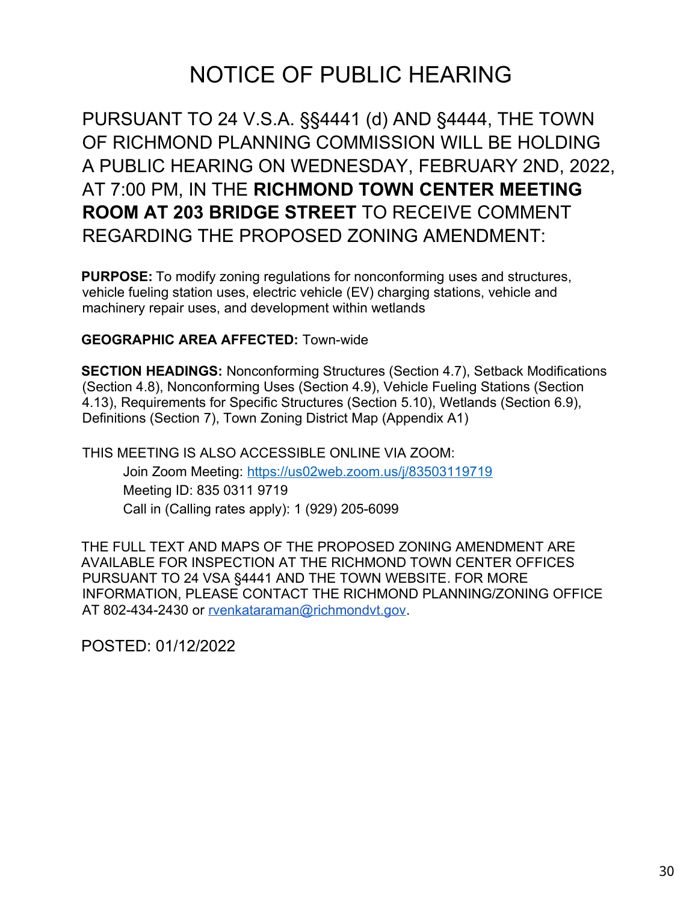# NOTICE OF PUBLIC HEARING

PURSUANT TO 24 V.S.A. §§4441 (d) AND §4444, THE TOWN OF RICHMOND PLANNING COMMISSION WILL BE HOLDING A PUBLIC HEARING ON WEDNESDAY, FEBRUARY 2ND, 2022, AT 7:00 PM, IN THE **RICHMOND TOWN CENTER MEETING ROOM AT 203 BRIDGE STREET** TO RECEIVE COMMENT REGARDING THE PROPOSED ZONING AMENDMENT:

**PURPOSE:** To modify zoning regulations for nonconforming uses and structures, vehicle fueling station uses, electric vehicle (EV) charging stations, vehicle and machinery repair uses, and development within wetlands

**GEOGRAPHIC AREA AFFECTED:** Town-wide

**SECTION HEADINGS:** Nonconforming Structures (Section 4.7), Setback Modifications (Section 4.8), Nonconforming Uses (Section 4.9), Vehicle Fueling Stations (Section 4.13), Requirements for Specific Structures (Section 5.10), Wetlands (Section 6.9), Definitions (Section 7), Town Zoning District Map (Appendix A1)

THIS MEETING IS ALSO ACCESSIBLE ONLINE VIA ZOOM:

Join Zoom Meeting: https://us02web.zoom.us/j/83503119719
Meeting ID: 835 0311 9719
Call in (Calling rates apply): 1 (929) 205-6099

THE FULL TEXT AND MAPS OF THE PROPOSED ZONING AMENDMENT ARE AVAILABLE FOR INSPECTION AT THE RICHMOND TOWN CENTER OFFICES PURSUANT TO 24 VSA §4441 AND THE TOWN WEBSITE. FOR MORE INFORMATION, PLEASE CONTACT THE RICHMOND PLANNING/ZONING OFFICE AT 802-434-2430 or rvenkataraman@richmondvt.gov.

POSTED: 01/12/2022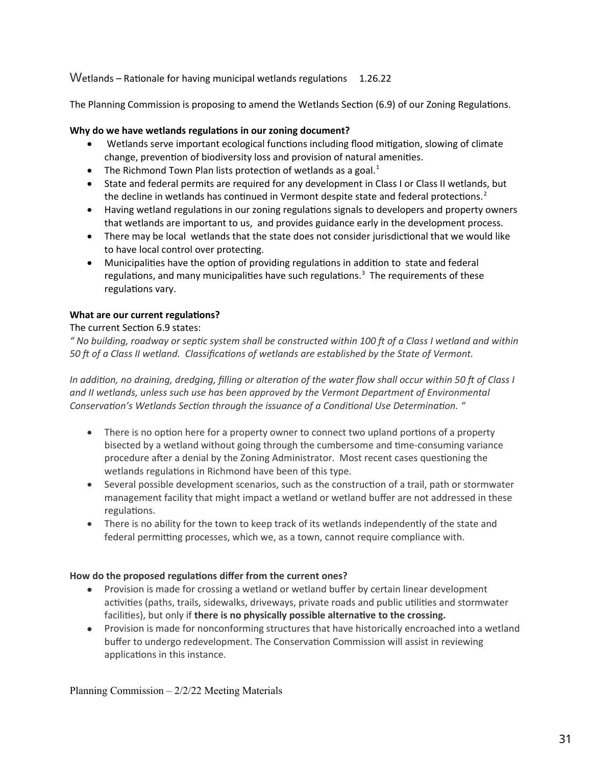Wetlands – Rationale for having municipal wetlands regulations 1.26.22

The Planning Commission is proposing to amend the Wetlands Section (6.9) of our Zoning Regulations.

**Why do we have wetlands regulations in our zoning document?**

- Wetlands serve important ecological functions including flood mitigation, slowing of climate change, prevention of biodiversity loss and provision of natural amenities.
- The Richmond Town Plan lists protection of wetlands as a goal.[1]
- State and federal permits are required for any development in Class I or Class II wetlands, but the decline in wetlands has continued in Vermont despite state and federal protections.[2]
- Having wetland regulations in our zoning regulations signals to developers and property owners that wetlands are important to us, and provides guidance early in the development process.
- There may be local wetlands that the state does not consider jurisdictional that we would like to have local control over protecting.
- Municipalities have the option of providing regulations in addition to state and federal regulations, and many municipalities have such regulations.[3] The requirements of these regulations vary.

**What are our current regulations?**

The current Section 6.9 states:

*" No building, roadway or septic system shall be constructed within 100 ft of a Class I wetland and within 50 ft of a Class II wetland. Classifications of wetlands are established by the State of Vermont.*

*In addition, no draining, dredging, filling or alteration of the water flow shall occur within 50 ft of Class I and II wetlands, unless such use has been approved by the Vermont Department of Environmental Conservation's Wetlands Section through the issuance of a Conditional Use Determination. "*

- There is no option here for a property owner to connect two upland portions of a property bisected by a wetland without going through the cumbersome and time-consuming variance procedure after a denial by the Zoning Administrator. Most recent cases questioning the wetlands regulations in Richmond have been of this type.
- Several possible development scenarios, such as the construction of a trail, path or stormwater management facility that might impact a wetland or wetland buffer are not addressed in these regulations.
- There is no ability for the town to keep track of its wetlands independently of the state and federal permitting processes, which we, as a town, cannot require compliance with.

**How do the proposed regulations differ from the current ones?**

- Provision is made for crossing a wetland or wetland buffer by certain linear development activities (paths, trails, sidewalks, driveways, private roads and public utilities and stormwater facilities), but only if **there is no physically possible alternative to the crossing.**
- Provision is made for nonconforming structures that have historically encroached into a wetland buffer to undergo redevelopment. The Conservation Commission will assist in reviewing applications in this instance.

Planning Commission – 2/2/22 Meeting Materials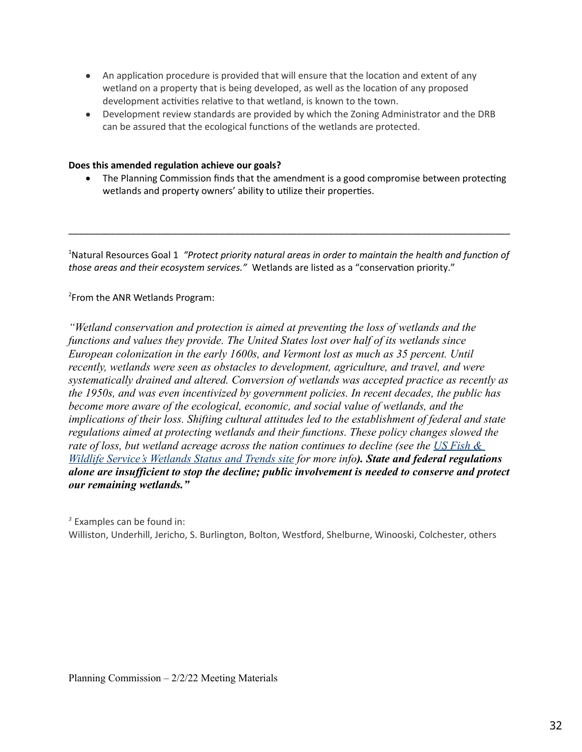- An application procedure is provided that will ensure that the location and extent of any wetland on a property that is being developed, as well as the location of any proposed development activities relative to that wetland, is known to the town.
- Development review standards are provided by which the Zoning Administrator and the DRB can be assured that the ecological functions of the wetlands are protected.

**Does this amended regulation achieve our goals?**

- The Planning Commission finds that the amendment is a good compromise between protecting wetlands and property owners' ability to utilize their properties.

---

[1]Natural Resources Goal 1 *"Protect priority natural areas in order to maintain the health and function of those areas and their ecosystem services."* Wetlands are listed as a "conservation priority."

[2]From the ANR Wetlands Program:

*"Wetland conservation and protection is aimed at preventing the loss of wetlands and the functions and values they provide. The United States lost over half of its wetlands since European colonization in the early 1600s, and Vermont lost as much as 35 percent. Until recently, wetlands were seen as obstacles to development, agriculture, and travel, and were systematically drained and altered. Conversion of wetlands was accepted practice as recently as the 1950s, and was even incentivized by government policies. In recent decades, the public has become more aware of the ecological, economic, and social value of wetlands, and the implications of their loss. Shifting cultural attitudes led to the establishment of federal and state regulations aimed at protecting wetlands and their functions. These policy changes slowed the rate of loss, but wetland acreage across the nation continues to decline (see the US Fish & Wildlife Service's Wetlands Status and Trends site for more info)**. State and federal regulations alone are insufficient to stop the decline; public involvement is needed to conserve and protect our remaining wetlands."***

[3] Examples can be found in:
Williston, Underhill, Jericho, S. Burlington, Bolton, Westford, Shelburne, Winooski, Colchester, others

Planning Commission – 2/2/22 Meeting Materials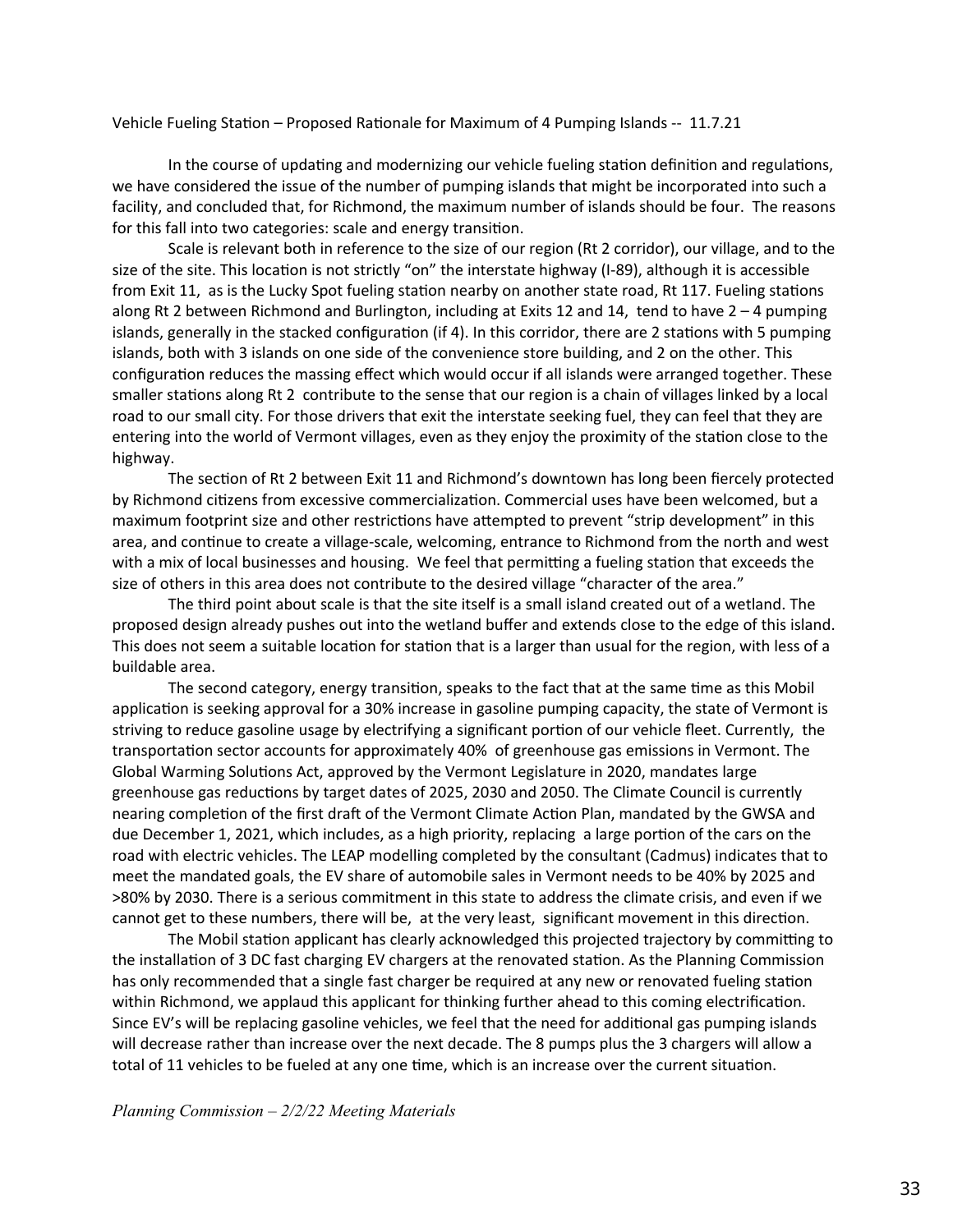Vehicle Fueling Station – Proposed Rationale for Maximum of 4 Pumping Islands -- 11.7.21

In the course of updating and modernizing our vehicle fueling station definition and regulations, we have considered the issue of the number of pumping islands that might be incorporated into such a facility, and concluded that, for Richmond, the maximum number of islands should be four. The reasons for this fall into two categories: scale and energy transition.

Scale is relevant both in reference to the size of our region (Rt 2 corridor), our village, and to the size of the site. This location is not strictly "on" the interstate highway (I-89), although it is accessible from Exit 11, as is the Lucky Spot fueling station nearby on another state road, Rt 117. Fueling stations along Rt 2 between Richmond and Burlington, including at Exits 12 and 14, tend to have 2 – 4 pumping islands, generally in the stacked configuration (if 4). In this corridor, there are 2 stations with 5 pumping islands, both with 3 islands on one side of the convenience store building, and 2 on the other. This configuration reduces the massing effect which would occur if all islands were arranged together. These smaller stations along Rt 2 contribute to the sense that our region is a chain of villages linked by a local road to our small city. For those drivers that exit the interstate seeking fuel, they can feel that they are entering into the world of Vermont villages, even as they enjoy the proximity of the station close to the highway.

The section of Rt 2 between Exit 11 and Richmond's downtown has long been fiercely protected by Richmond citizens from excessive commercialization. Commercial uses have been welcomed, but a maximum footprint size and other restrictions have attempted to prevent "strip development" in this area, and continue to create a village-scale, welcoming, entrance to Richmond from the north and west with a mix of local businesses and housing. We feel that permitting a fueling station that exceeds the size of others in this area does not contribute to the desired village "character of the area."

The third point about scale is that the site itself is a small island created out of a wetland. The proposed design already pushes out into the wetland buffer and extends close to the edge of this island. This does not seem a suitable location for station that is a larger than usual for the region, with less of a buildable area.

The second category, energy transition, speaks to the fact that at the same time as this Mobil application is seeking approval for a 30% increase in gasoline pumping capacity, the state of Vermont is striving to reduce gasoline usage by electrifying a significant portion of our vehicle fleet. Currently, the transportation sector accounts for approximately 40% of greenhouse gas emissions in Vermont. The Global Warming Solutions Act, approved by the Vermont Legislature in 2020, mandates large greenhouse gas reductions by target dates of 2025, 2030 and 2050. The Climate Council is currently nearing completion of the first draft of the Vermont Climate Action Plan, mandated by the GWSA and due December 1, 2021, which includes, as a high priority, replacing a large portion of the cars on the road with electric vehicles. The LEAP modelling completed by the consultant (Cadmus) indicates that to meet the mandated goals, the EV share of automobile sales in Vermont needs to be 40% by 2025 and >80% by 2030. There is a serious commitment in this state to address the climate crisis, and even if we cannot get to these numbers, there will be, at the very least, significant movement in this direction.

The Mobil station applicant has clearly acknowledged this projected trajectory by committing to the installation of 3 DC fast charging EV chargers at the renovated station. As the Planning Commission has only recommended that a single fast charger be required at any new or renovated fueling station within Richmond, we applaud this applicant for thinking further ahead to this coming electrification. Since EV's will be replacing gasoline vehicles, we feel that the need for additional gas pumping islands will decrease rather than increase over the next decade. The 8 pumps plus the 3 chargers will allow a total of 11 vehicles to be fueled at any one time, which is an increase over the current situation.